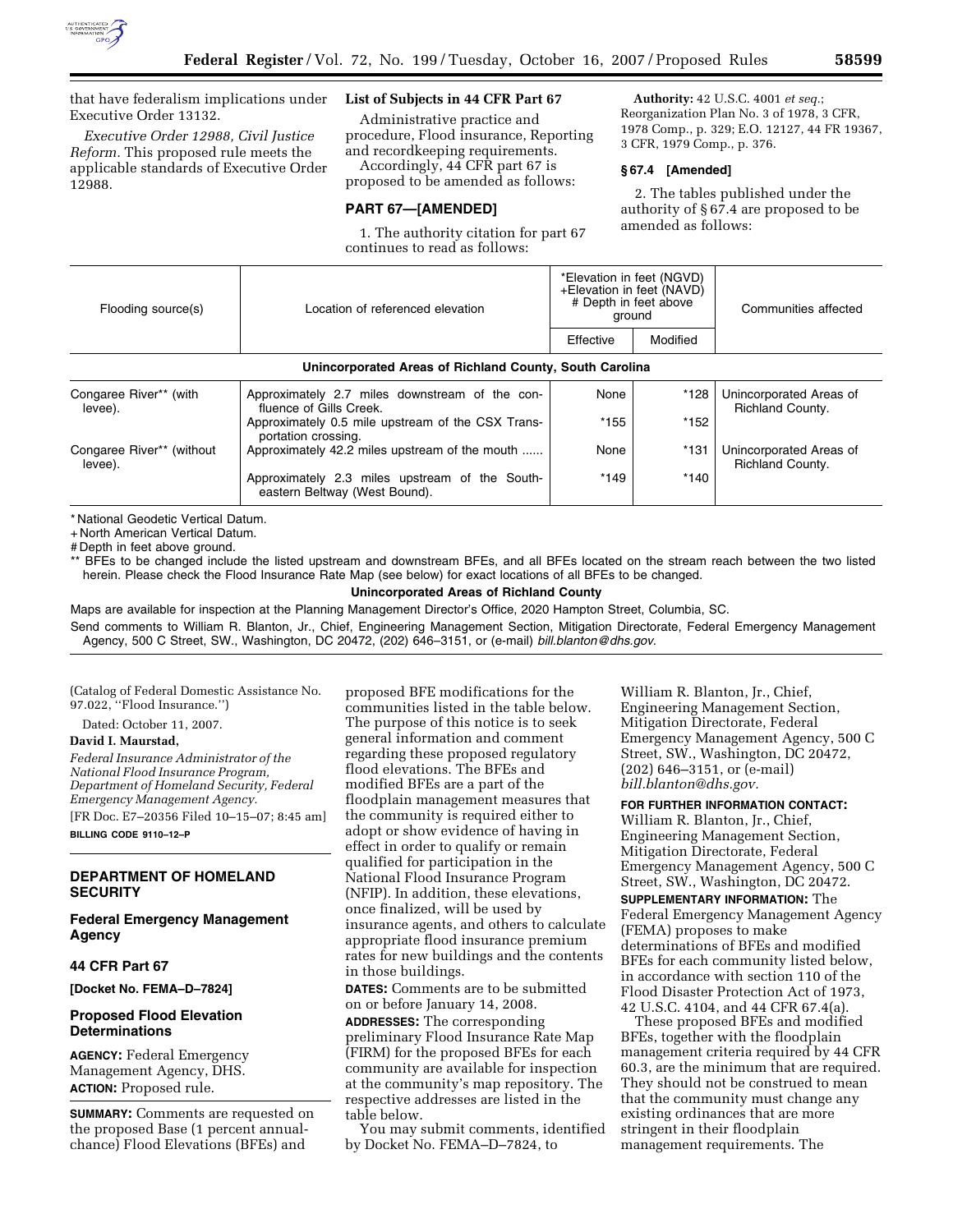that have federalism implications under Executive Order 13132.

*Executive Order 12988, Civil Justice Reform.* This proposed rule meets the applicable standards of Executive Order 12988.

### List of Subjects in 44 CFR Part 67

Administrative practice and procedure, Flood insurance, Reporting and recordkeeping requirements.

Accordingly, 44 CFR part 67 is proposed to be amended as follows:

## PART 67—[AMENDED]

1. The authority citation for part 67 continues to read as follows:

**Authority:** 42 U.S.C. 4001 *et seq.*; Reorganization Plan No. 3 of 1978, 3 CFR, 1978 Comp., p. 329; E.O. 12127, 44 FR 19367, 3 CFR, 1979 Comp., p. 376.

### § 67.4 [Amended]

2. The tables published under the authority of § 67.4 are proposed to be amended as follows:

| Flooding source(s) | Location of referenced elevation | *Elevation in feet (NGVD) +Elevation in feet (NAVD) # Depth in feet above ground | | Communities affected |
|---|---|---|---|---|
| | | Effective | Modified | |
| **Unincorporated Areas of Richland County, South Carolina** | | | | |
| Congaree River** (with levee). | Approximately 2.7 miles downstream of the confluence of Gills Creek. | None | *128 | Unincorporated Areas of Richland County. |
| | Approximately 0.5 mile upstream of the CSX Transportation crossing. | *155 | *152 | |
| Congaree River** (without levee). | Approximately 42.2 miles upstream of the mouth ...... | None | *131 | Unincorporated Areas of Richland County. |
| | Approximately 2.3 miles upstream of the Southeastern Beltway (West Bound). | *149 | *140 | |

* National Geodetic Vertical Datum.
+ North American Vertical Datum.
# Depth in feet above ground.
** BFEs to be changed include the listed upstream and downstream BFEs, and all BFEs located on the stream reach between the two listed herein. Please check the Flood Insurance Rate Map (see below) for exact locations of all BFEs to be changed.

**Unincorporated Areas of Richland County**

Maps are available for inspection at the Planning Management Director's Office, 2020 Hampton Street, Columbia, SC.

Send comments to William R. Blanton, Jr., Chief, Engineering Management Section, Mitigation Directorate, Federal Emergency Management Agency, 500 C Street, SW., Washington, DC 20472, (202) 646–3151, or (e-mail) *bill.blanton@dhs.gov.*

(Catalog of Federal Domestic Assistance No. 97.022, "Flood Insurance.")

Dated: October 11, 2007.

**David I. Maurstad,**

*Federal Insurance Administrator of the National Flood Insurance Program, Department of Homeland Security, Federal Emergency Management Agency.*

[FR Doc. E7–20356 Filed 10–15–07; 8:45 am]

**BILLING CODE 9110–12–P**

## DEPARTMENT OF HOMELAND SECURITY

## Federal Emergency Management Agency

### 44 CFR Part 67

**[Docket No. FEMA–D–7824]**

### Proposed Flood Elevation Determinations

**AGENCY:** Federal Emergency Management Agency, DHS.

**ACTION:** Proposed rule.

**SUMMARY:** Comments are requested on the proposed Base (1 percent annual-chance) Flood Elevations (BFEs) and proposed BFE modifications for the communities listed in the table below. The purpose of this notice is to seek general information and comment regarding these proposed regulatory flood elevations. The BFEs and modified BFEs are a part of the floodplain management measures that the community is required either to adopt or show evidence of having in effect in order to qualify or remain qualified for participation in the National Flood Insurance Program (NFIP). In addition, these elevations, once finalized, will be used by insurance agents, and others to calculate appropriate flood insurance premium rates for new buildings and the contents in those buildings.

**DATES:** Comments are to be submitted on or before January 14, 2008.

**ADDRESSES:** The corresponding preliminary Flood Insurance Rate Map (FIRM) for the proposed BFEs for each community are available for inspection at the community's map repository. The respective addresses are listed in the table below.

You may submit comments, identified by Docket No. FEMA–D–7824, to William R. Blanton, Jr., Chief, Engineering Management Section, Mitigation Directorate, Federal Emergency Management Agency, 500 C Street, SW., Washington, DC 20472, (202) 646–3151, or (e-mail) *bill.blanton@dhs.gov.*

**FOR FURTHER INFORMATION CONTACT:** William R. Blanton, Jr., Chief, Engineering Management Section, Mitigation Directorate, Federal Emergency Management Agency, 500 C Street, SW., Washington, DC 20472.

**SUPPLEMENTARY INFORMATION:** The Federal Emergency Management Agency (FEMA) proposes to make determinations of BFEs and modified BFEs for each community listed below, in accordance with section 110 of the Flood Disaster Protection Act of 1973, 42 U.S.C. 4104, and 44 CFR 67.4(a).

These proposed BFEs and modified BFEs, together with the floodplain management criteria required by 44 CFR 60.3, are the minimum that are required. They should not be construed to mean that the community must change any existing ordinances that are more stringent in their floodplain management requirements. The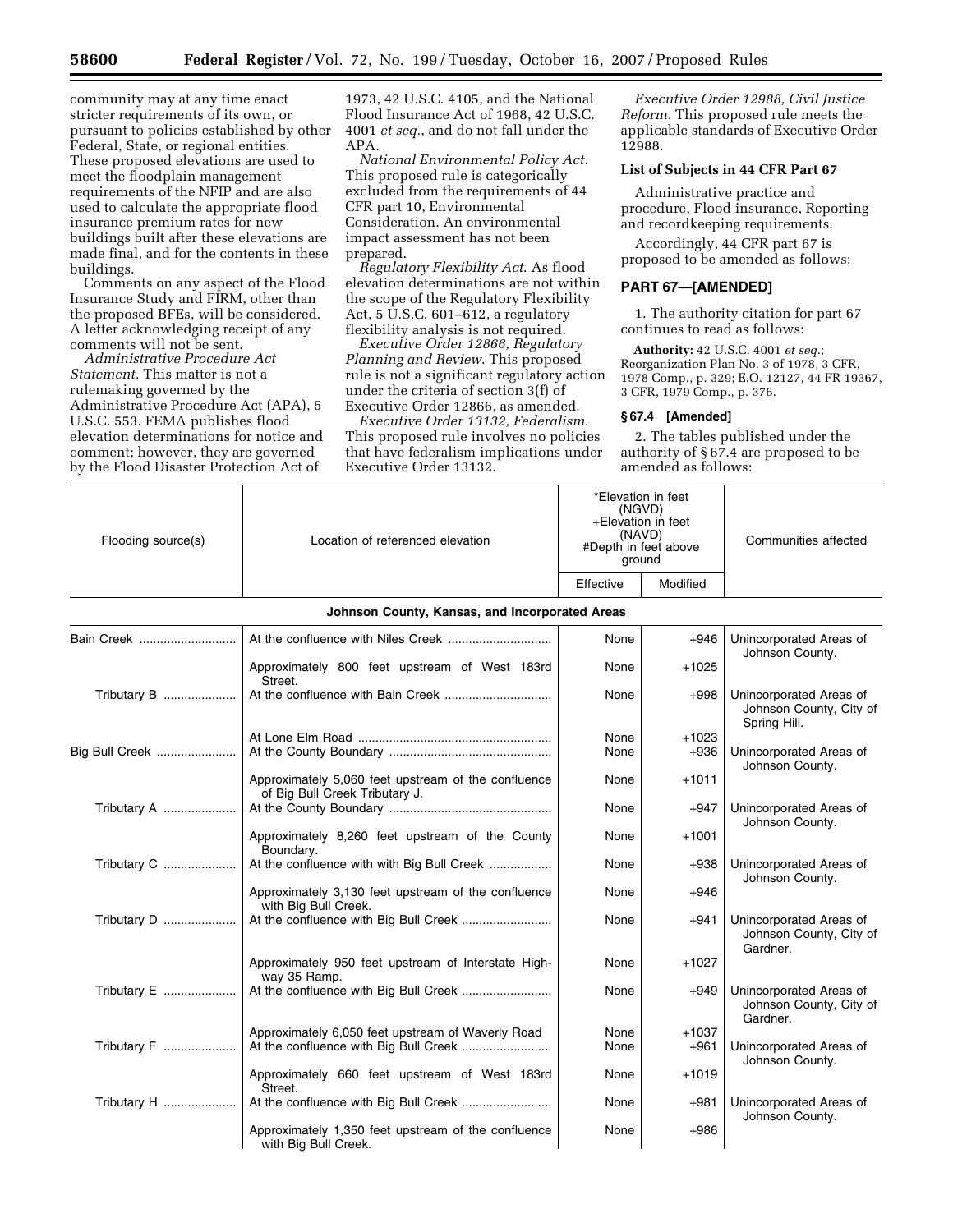community may at any time enact stricter requirements of its own, or pursuant to policies established by other Federal, State, or regional entities. These proposed elevations are used to meet the floodplain management requirements of the NFIP and are also used to calculate the appropriate flood insurance premium rates for new buildings built after these elevations are made final, and for the contents in these buildings.

Comments on any aspect of the Flood Insurance Study and FIRM, other than the proposed BFEs, will be considered. A letter acknowledging receipt of any comments will not be sent.

*Administrative Procedure Act Statement.* This matter is not a rulemaking governed by the Administrative Procedure Act (APA), 5 U.S.C. 553. FEMA publishes flood elevation determinations for notice and comment; however, they are governed by the Flood Disaster Protection Act of 1973, 42 U.S.C. 4105, and the National Flood Insurance Act of 1968, 42 U.S.C. 4001 *et seq.*, and do not fall under the APA.

*National Environmental Policy Act.* This proposed rule is categorically excluded from the requirements of 44 CFR part 10, Environmental Consideration. An environmental impact assessment has not been prepared.

*Regulatory Flexibility Act.* As flood elevation determinations are not within the scope of the Regulatory Flexibility Act, 5 U.S.C. 601–612, a regulatory flexibility analysis is not required.

*Executive Order 12866, Regulatory Planning and Review.* This proposed rule is not a significant regulatory action under the criteria of section 3(f) of Executive Order 12866, as amended.

*Executive Order 13132, Federalism.* This proposed rule involves no policies that have federalism implications under Executive Order 13132.

*Executive Order 12988, Civil Justice Reform.* This proposed rule meets the applicable standards of Executive Order 12988.

### List of Subjects in 44 CFR Part 67

Administrative practice and procedure, Flood insurance, Reporting and recordkeeping requirements.

Accordingly, 44 CFR part 67 is proposed to be amended as follows:

## PART 67—[AMENDED]

1. The authority citation for part 67 continues to read as follows:

**Authority:** 42 U.S.C. 4001 *et seq.*; Reorganization Plan No. 3 of 1978, 3 CFR, 1978 Comp., p. 329; E.O. 12127, 44 FR 19367, 3 CFR, 1979 Comp., p. 376.

### § 67.4 [Amended]

2. The tables published under the authority of § 67.4 are proposed to be amended as follows:

| Flooding source(s) | Location of referenced elevation | *Elevation in feet (NGVD) +Elevation in feet (NAVD) #Depth in feet above ground | | Communities affected |
|---|---|---|---|---|
| | | Effective | Modified | |
| **Johnson County, Kansas, and Incorporated Areas** | | | | |
| Bain Creek | At the confluence with Niles Creek | None | +946 | Unincorporated Areas of Johnson County. |
| | Approximately 800 feet upstream of West 183rd Street. | None | +1025 | |
| Tributary B | At the confluence with Bain Creek | None | +998 | Unincorporated Areas of Johnson County, City of Spring Hill. |
| | At Lone Elm Road | None | +1023 | |
| Big Bull Creek | At the County Boundary | None | +936 | Unincorporated Areas of Johnson County. |
| | Approximately 5,060 feet upstream of the confluence of Big Bull Creek Tributary J. | None | +1011 | |
| Tributary A | At the County Boundary | None | +947 | Unincorporated Areas of Johnson County. |
| | Approximately 8,260 feet upstream of the County Boundary. | None | +1001 | |
| Tributary C | At the confluence with with Big Bull Creek | None | +938 | Unincorporated Areas of Johnson County. |
| | Approximately 3,130 feet upstream of the confluence with Big Bull Creek. | None | +946 | |
| Tributary D | At the confluence with Big Bull Creek | None | +941 | Unincorporated Areas of Johnson County, City of Gardner. |
| | Approximately 950 feet upstream of Interstate Highway 35 Ramp. | None | +1027 | |
| Tributary E | At the confluence with Big Bull Creek | None | +949 | Unincorporated Areas of Johnson County, City of Gardner. |
| | Approximately 6,050 feet upstream of Waverly Road | None | +1037 | |
| Tributary F | At the confluence with Big Bull Creek | None | +961 | Unincorporated Areas of Johnson County. |
| | Approximately 660 feet upstream of West 183rd Street. | None | +1019 | |
| Tributary H | At the confluence with Big Bull Creek | None | +981 | Unincorporated Areas of Johnson County. |
| | Approximately 1,350 feet upstream of the confluence with Big Bull Creek. | None | +986 | |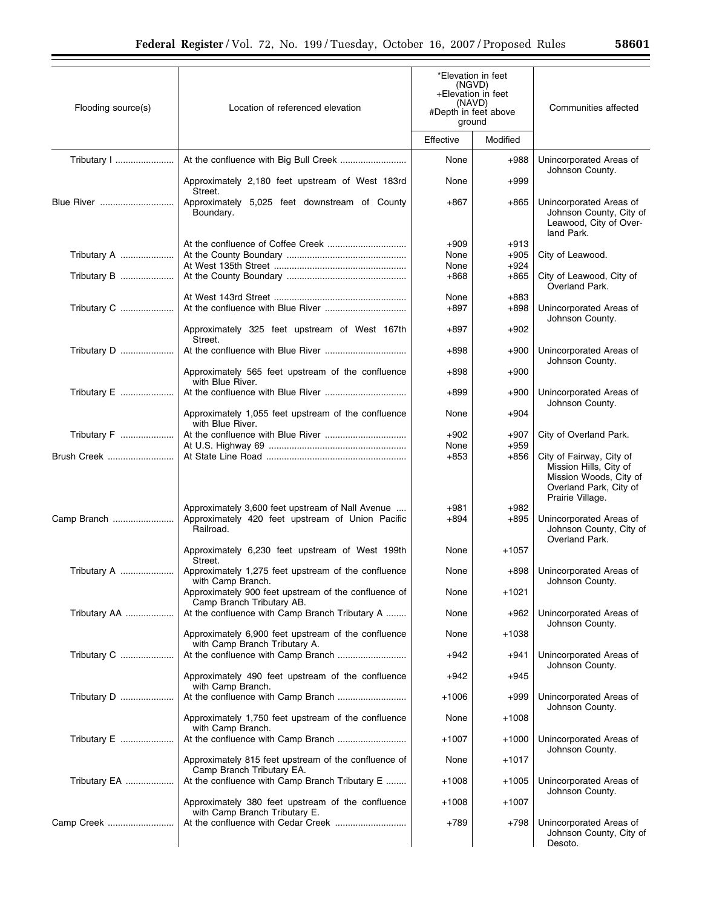| Flooding source(s) | Location of referenced elevation | *Elevation in feet (NGVD) +Elevation in feet (NAVD) #Depth in feet above ground | | Communities affected |
|---|---|---|---|---|
| | | Effective | Modified | |
| Tributary I | At the confluence with Big Bull Creek | None | +988 | Unincorporated Areas of Johnson County. |
| | Approximately 2,180 feet upstream of West 183rd Street. | None | +999 | |
| Blue River | Approximately 5,025 feet downstream of County Boundary. | +867 | +865 | Unincorporated Areas of Johnson County, City of Leawood, City of Overland Park. |
| | At the confluence of Coffee Creek | +909 | +913 | |
| Tributary A | At the County Boundary | None | +905 | City of Leawood. |
| | At West 135th Street | None | +924 | |
| Tributary B | At the County Boundary | +868 | +865 | City of Leawood, City of Overland Park. |
| | At West 143rd Street | None | +883 | |
| Tributary C | At the confluence with Blue River | +897 | +898 | Unincorporated Areas of Johnson County. |
| | Approximately 325 feet upstream of West 167th Street. | +897 | +902 | |
| Tributary D | At the confluence with Blue River | +898 | +900 | Unincorporated Areas of Johnson County. |
| | Approximately 565 feet upstream of the confluence with Blue River. | +898 | +900 | |
| Tributary E | At the confluence with Blue River | +899 | +900 | Unincorporated Areas of Johnson County. |
| | Approximately 1,055 feet upstream of the confluence with Blue River. | None | +904 | |
| Tributary F | At the confluence with Blue River | +902 | +907 | City of Overland Park. |
| | At U.S. Highway 69 | None | +959 | |
| Brush Creek | At State Line Road | +853 | +856 | City of Fairway, City of Mission Hills, City of Mission Woods, City of Overland Park, City of Prairie Village. |
| | Approximately 3,600 feet upstream of Nall Avenue | +981 | +982 | |
| Camp Branch | Approximately 420 feet upstream of Union Pacific Railroad. | +894 | +895 | Unincorporated Areas of Johnson County, City of Overland Park. |
| | Approximately 6,230 feet upstream of West 199th Street. | None | +1057 | |
| Tributary A | Approximately 1,275 feet upstream of the confluence with Camp Branch. | None | +898 | Unincorporated Areas of Johnson County. |
| | Approximately 900 feet upstream of the confluence of Camp Branch Tributary AB. | None | +1021 | |
| Tributary AA | At the confluence with Camp Branch Tributary A | None | +962 | Unincorporated Areas of Johnson County. |
| | Approximately 6,900 feet upstream of the confluence with Camp Branch Tributary A. | None | +1038 | |
| Tributary C | At the confluence with Camp Branch | +942 | +941 | Unincorporated Areas of Johnson County. |
| | Approximately 490 feet upstream of the confluence with Camp Branch. | +942 | +945 | |
| Tributary D | At the confluence with Camp Branch | +1006 | +999 | Unincorporated Areas of Johnson County. |
| | Approximately 1,750 feet upstream of the confluence with Camp Branch. | None | +1008 | |
| Tributary E | At the confluence with Camp Branch | +1007 | +1000 | Unincorporated Areas of Johnson County. |
| | Approximately 815 feet upstream of the confluence of Camp Branch Tributary EA. | None | +1017 | |
| Tributary EA | At the confluence with Camp Branch Tributary E | +1008 | +1005 | Unincorporated Areas of Johnson County. |
| | Approximately 380 feet upstream of the confluence with Camp Branch Tributary E. | +1008 | +1007 | |
| Camp Creek | At the confluence with Cedar Creek | +789 | +798 | Unincorporated Areas of Johnson County, City of Desoto. |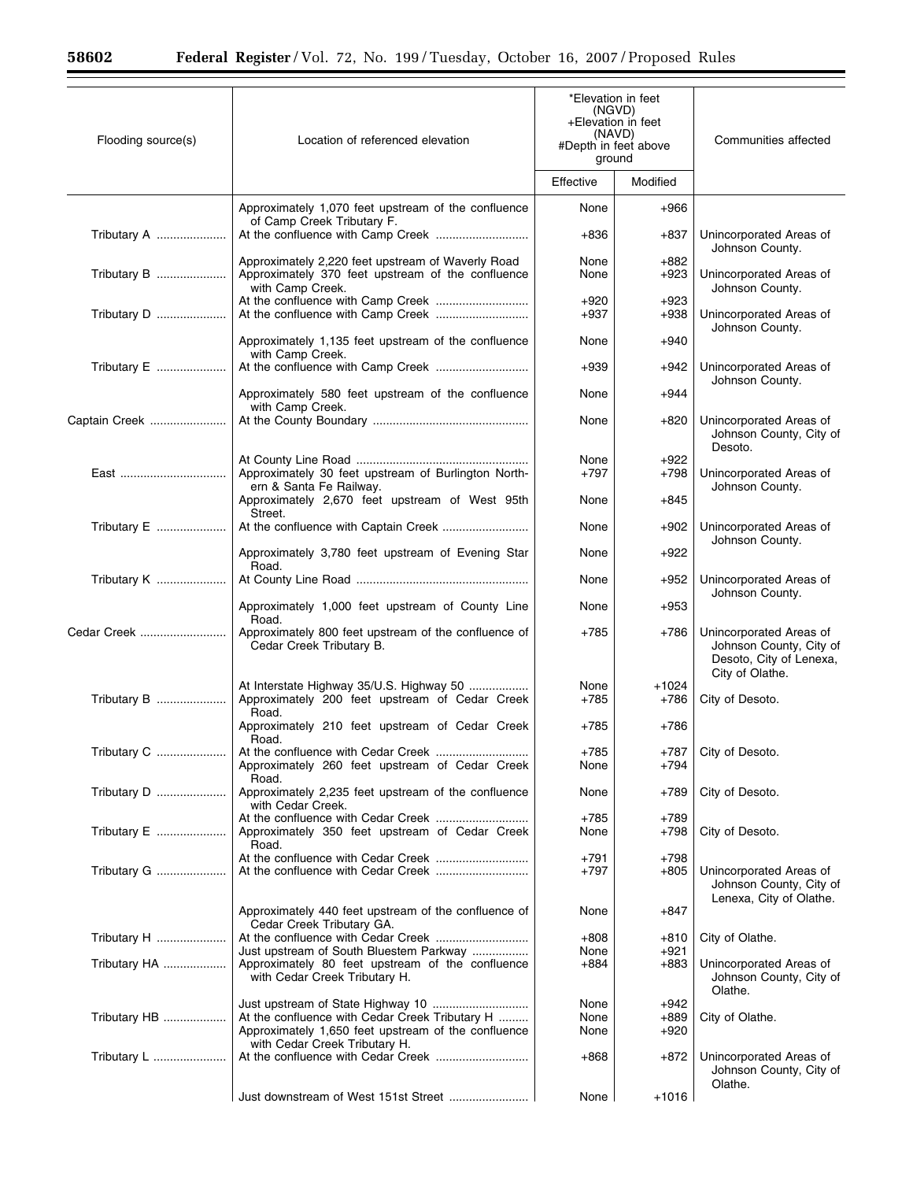| Flooding source(s) | Location of referenced elevation | *Elevation in feet (NGVD) +Elevation in feet (NAVD) #Depth in feet above ground | | Communities affected |
|---|---|---|---|---|
| | | Effective | Modified | |
| | Approximately 1,070 feet upstream of the confluence of Camp Creek Tributary F. | None | +966 | |
| Tributary A | At the confluence with Camp Creek | +836 | +837 | Unincorporated Areas of Johnson County. |
| | Approximately 2,220 feet upstream of Waverly Road | None | +882 | |
| Tributary B | Approximately 370 feet upstream of the confluence with Camp Creek. | None | +923 | Unincorporated Areas of Johnson County. |
| | At the confluence with Camp Creek | +920 | +923 | |
| Tributary D | At the confluence with Camp Creek | +937 | +938 | Unincorporated Areas of Johnson County. |
| | Approximately 1,135 feet upstream of the confluence with Camp Creek. | None | +940 | |
| Tributary E | At the confluence with Camp Creek | +939 | +942 | Unincorporated Areas of Johnson County. |
| | Approximately 580 feet upstream of the confluence with Camp Creek. | None | +944 | |
| Captain Creek | At the County Boundary | None | +820 | Unincorporated Areas of Johnson County, City of Desoto. |
| | At County Line Road | None | +922 | |
| East | Approximately 30 feet upstream of Burlington Northern & Santa Fe Railway. | +797 | +798 | Unincorporated Areas of Johnson County. |
| | Approximately 2,670 feet upstream of West 95th Street. | None | +845 | |
| Tributary E | At the confluence with Captain Creek | None | +902 | Unincorporated Areas of Johnson County. |
| | Approximately 3,780 feet upstream of Evening Star Road. | None | +922 | |
| Tributary K | At County Line Road | None | +952 | Unincorporated Areas of Johnson County. |
| | Approximately 1,000 feet upstream of County Line Road. | None | +953 | |
| Cedar Creek | Approximately 800 feet upstream of the confluence of Cedar Creek Tributary B. | +785 | +786 | Unincorporated Areas of Johnson County, City of Desoto, City of Lenexa, City of Olathe. |
| | At Interstate Highway 35/U.S. Highway 50 | None | +1024 | |
| Tributary B | Approximately 200 feet upstream of Cedar Creek Road. | +785 | +786 | City of Desoto. |
| | Approximately 210 feet upstream of Cedar Creek Road. | +785 | +786 | |
| Tributary C | At the confluence with Cedar Creek | +785 | +787 | City of Desoto. |
| | Approximately 260 feet upstream of Cedar Creek Road. | None | +794 | |
| Tributary D | Approximately 2,235 feet upstream of the confluence with Cedar Creek. | None | +789 | City of Desoto. |
| | At the confluence with Cedar Creek | +785 | +789 | |
| Tributary E | Approximately 350 feet upstream of Cedar Creek Road. | None | +798 | City of Desoto. |
| | At the confluence with Cedar Creek | +791 | +798 | |
| Tributary G | At the confluence with Cedar Creek | +797 | +805 | Unincorporated Areas of Johnson County, City of Lenexa, City of Olathe. |
| | Approximately 440 feet upstream of the confluence of Cedar Creek Tributary GA. | None | +847 | |
| Tributary H | At the confluence with Cedar Creek | +808 | +810 | City of Olathe. |
| | Just upstream of South Bluestem Parkway | None | +921 | |
| Tributary HA | Approximately 80 feet upstream of the confluence with Cedar Creek Tributary H. | +884 | +883 | Unincorporated Areas of Johnson County, City of Olathe. |
| | Just upstream of State Highway 10 | None | +942 | |
| Tributary HB | At the confluence with Cedar Creek Tributary H | None | +889 | City of Olathe. |
| | Approximately 1,650 feet upstream of the confluence with Cedar Creek Tributary H. | None | +920 | |
| Tributary L | At the confluence with Cedar Creek | +868 | +872 | Unincorporated Areas of Johnson County, City of Olathe. |
| | Just downstream of West 151st Street | None | +1016 | |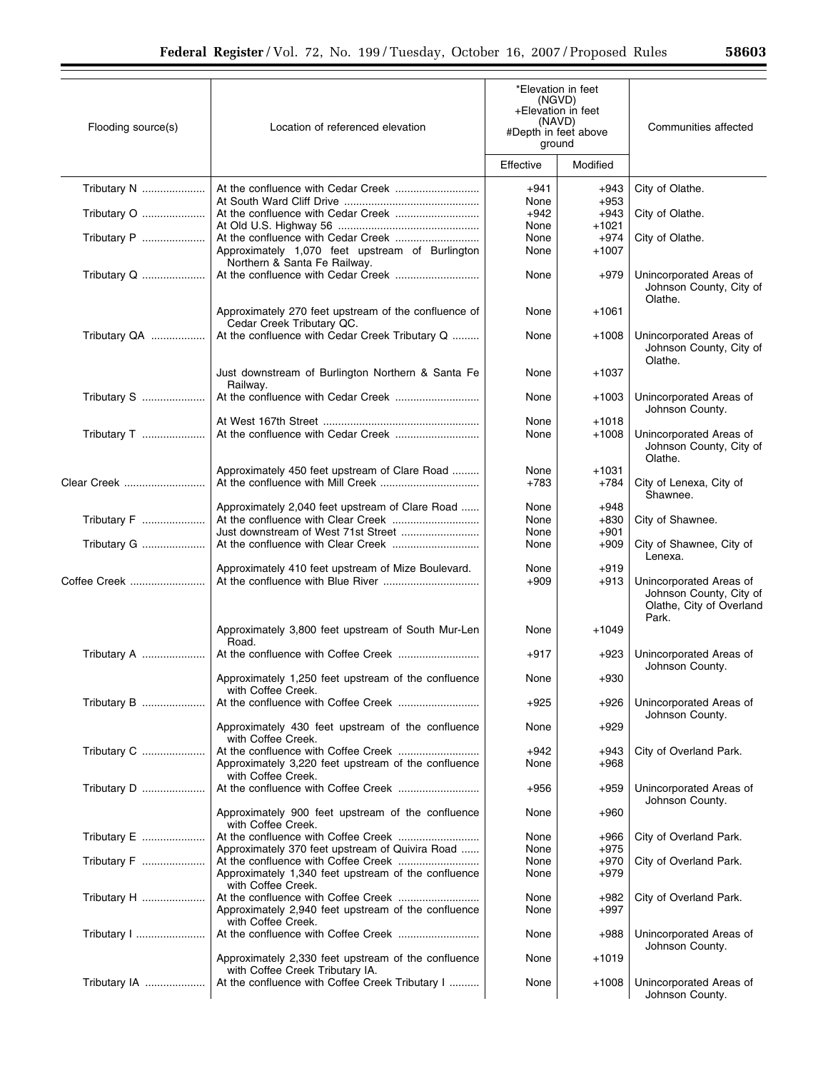| Flooding source(s) | Location of referenced elevation | \*Elevation in feet (NGVD) +Elevation in feet (NAVD) #Depth in feet above ground | | Communities affected |
|---|---|---|---|---|
| | | Effective | Modified | |
| Tributary N | At the confluence with Cedar Creek | +941 | +943 | City of Olathe. |
| | At South Ward Cliff Drive | None | +953 | |
| Tributary O | At the confluence with Cedar Creek | +942 | +943 | City of Olathe. |
| | At Old U.S. Highway 56 | None | +1021 | |
| Tributary P | At the confluence with Cedar Creek | None | +974 | City of Olathe. |
| | Approximately 1,070 feet upstream of Burlington Northern & Santa Fe Railway. | None | +1007 | |
| Tributary Q | At the confluence with Cedar Creek | None | +979 | Unincorporated Areas of Johnson County, City of Olathe. |
| | Approximately 270 feet upstream of the confluence of Cedar Creek Tributary QC. | None | +1061 | |
| Tributary QA | At the confluence with Cedar Creek Tributary Q | None | +1008 | Unincorporated Areas of Johnson County, City of Olathe. |
| | Just downstream of Burlington Northern & Santa Fe Railway. | None | +1037 | |
| Tributary S | At the confluence with Cedar Creek | None | +1003 | Unincorporated Areas of Johnson County. |
| | At West 167th Street | None | +1018 | |
| Tributary T | At the confluence with Cedar Creek | None | +1008 | Unincorporated Areas of Johnson County, City of Olathe. |
| | Approximately 450 feet upstream of Clare Road | None | +1031 | |
| Clear Creek | At the confluence with Mill Creek | +783 | +784 | City of Lenexa, City of Shawnee. |
| | Approximately 2,040 feet upstream of Clare Road | None | +948 | |
| Tributary F | At the confluence with Clear Creek | None | +830 | City of Shawnee. |
| | Just downstream of West 71st Street | None | +901 | |
| Tributary G | At the confluence with Clear Creek | None | +909 | City of Shawnee, City of Lenexa. |
| | Approximately 410 feet upstream of Mize Boulevard. | None | +919 | |
| Coffee Creek | At the confluence with Blue River | +909 | +913 | Unincorporated Areas of Johnson County, City of Olathe, City of Overland Park. |
| | Approximately 3,800 feet upstream of South Mur-Len Road. | None | +1049 | |
| Tributary A | At the confluence with Coffee Creek | +917 | +923 | Unincorporated Areas of Johnson County. |
| | Approximately 1,250 feet upstream of the confluence with Coffee Creek. | None | +930 | |
| Tributary B | At the confluence with Coffee Creek | +925 | +926 | Unincorporated Areas of Johnson County. |
| | Approximately 430 feet upstream of the confluence with Coffee Creek. | None | +929 | |
| Tributary C | At the confluence with Coffee Creek | +942 | +943 | City of Overland Park. |
| | Approximately 3,220 feet upstream of the confluence with Coffee Creek. | None | +968 | |
| Tributary D | At the confluence with Coffee Creek | +956 | +959 | Unincorporated Areas of Johnson County. |
| | Approximately 900 feet upstream of the confluence with Coffee Creek. | None | +960 | |
| Tributary E | At the confluence with Coffee Creek | None | +966 | City of Overland Park. |
| | Approximately 370 feet upstream of Quivira Road | None | +975 | |
| Tributary F | At the confluence with Coffee Creek | None | +970 | City of Overland Park. |
| | Approximately 1,340 feet upstream of the confluence with Coffee Creek. | None | +979 | |
| Tributary H | At the confluence with Coffee Creek | None | +982 | City of Overland Park. |
| | Approximately 2,940 feet upstream of the confluence with Coffee Creek. | None | +997 | |
| Tributary I | At the confluence with Coffee Creek | None | +988 | Unincorporated Areas of Johnson County. |
| | Approximately 2,330 feet upstream of the confluence with Coffee Creek Tributary IA. | None | +1019 | |
| Tributary IA | At the confluence with Coffee Creek Tributary I | None | +1008 | Unincorporated Areas of Johnson County. |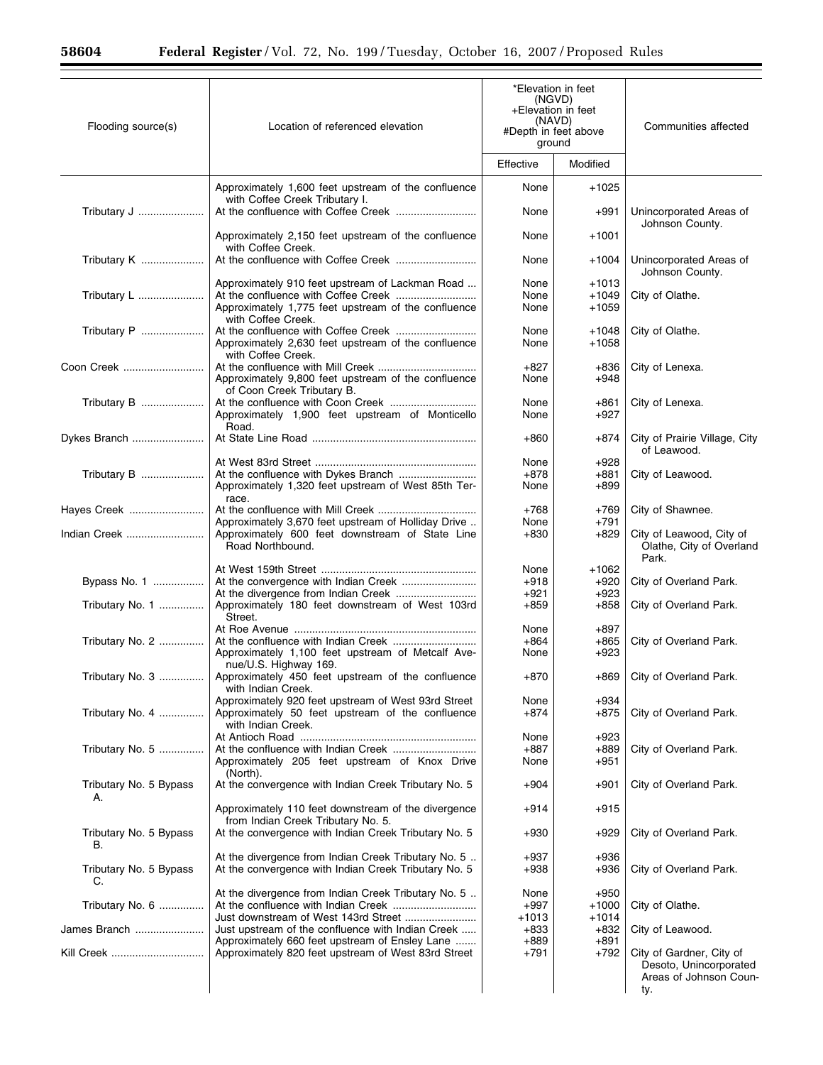| Flooding source(s) | Location of referenced elevation | *Elevation in feet (NGVD) +Elevation in feet (NAVD) #Depth in feet above ground | | Communities affected |
|---|---|---|---|---|
| | | Effective | Modified | |
| | Approximately 1,600 feet upstream of the confluence with Coffee Creek Tributary I. | None | +1025 | |
| Tributary J | At the confluence with Coffee Creek | None | +991 | Unincorporated Areas of Johnson County. |
| | Approximately 2,150 feet upstream of the confluence with Coffee Creek. | None | +1001 | |
| Tributary K | At the confluence with Coffee Creek | None | +1004 | Unincorporated Areas of Johnson County. |
| | Approximately 910 feet upstream of Lackman Road | None | +1013 | |
| Tributary L | At the confluence with Coffee Creek | None | +1049 | City of Olathe. |
| | Approximately 1,775 feet upstream of the confluence with Coffee Creek. | None | +1059 | |
| Tributary P | At the confluence with Coffee Creek | None | +1048 | City of Olathe. |
| | Approximately 2,630 feet upstream of the confluence with Coffee Creek. | None | +1058 | |
| Coon Creek | At the confluence with Mill Creek | +827 | +836 | City of Lenexa. |
| | Approximately 9,800 feet upstream of the confluence of Coon Creek Tributary B. | None | +948 | |
| Tributary B | At the confluence with Coon Creek | None | +861 | City of Lenexa. |
| | Approximately 1,900 feet upstream of Monticello Road. | None | +927 | |
| Dykes Branch | At State Line Road | +860 | +874 | City of Prairie Village, City of Leawood. |
| | At West 83rd Street | None | +928 | |
| Tributary B | At the confluence with Dykes Branch | +878 | +881 | City of Leawood. |
| | Approximately 1,320 feet upstream of West 85th Terrace. | None | +899 | |
| Hayes Creek | At the confluence with Mill Creek | +768 | +769 | City of Shawnee. |
| | Approximately 3,670 feet upstream of Holliday Drive | None | +791 | |
| Indian Creek | Approximately 600 feet downstream of State Line Road Northbound. | +830 | +829 | City of Leawood, City of Olathe, City of Overland Park. |
| | At West 159th Street | None | +1062 | |
| Bypass No. 1 | At the convergence with Indian Creek | +918 | +920 | City of Overland Park. |
| | At the divergence from Indian Creek | +921 | +923 | |
| Tributary No. 1 | Approximately 180 feet downstream of West 103rd Street. | +859 | +858 | City of Overland Park. |
| | At Roe Avenue | None | +897 | |
| Tributary No. 2 | At the confluence with Indian Creek | +864 | +865 | City of Overland Park. |
| | Approximately 1,100 feet upstream of Metcalf Avenue/U.S. Highway 169. | None | +923 | |
| Tributary No. 3 | Approximately 450 feet upstream of the confluence with Indian Creek. | +870 | +869 | City of Overland Park. |
| | Approximately 920 feet upstream of West 93rd Street | None | +934 | |
| Tributary No. 4 | Approximately 50 feet upstream of the confluence with Indian Creek. | +874 | +875 | City of Overland Park. |
| | At Antioch Road | None | +923 | |
| Tributary No. 5 | At the confluence with Indian Creek | +887 | +889 | City of Overland Park. |
| | Approximately 205 feet upstream of Knox Drive (North). | None | +951 | |
| Tributary No. 5 Bypass A. | At the convergence with Indian Creek Tributary No. 5 | +904 | +901 | City of Overland Park. |
| | Approximately 110 feet downstream of the divergence from Indian Creek Tributary No. 5. | +914 | +915 | |
| Tributary No. 5 Bypass B. | At the convergence with Indian Creek Tributary No. 5 | +930 | +929 | City of Overland Park. |
| | At the divergence from Indian Creek Tributary No. 5 | +937 | +936 | |
| Tributary No. 5 Bypass C. | At the convergence with Indian Creek Tributary No. 5 | +938 | +936 | City of Overland Park. |
| | At the divergence from Indian Creek Tributary No. 5 | None | +950 | |
| Tributary No. 6 | At the confluence with Indian Creek | +997 | +1000 | City of Olathe. |
| | Just downstream of West 143rd Street | +1013 | +1014 | |
| James Branch | Just upstream of the confluence with Indian Creek | +833 | +832 | City of Leawood. |
| | Approximately 660 feet upstream of Ensley Lane | +889 | +891 | |
| Kill Creek | Approximately 820 feet upstream of West 83rd Street | +791 | +792 | City of Gardner, City of Desoto, Unincorporated Areas of Johnson County. |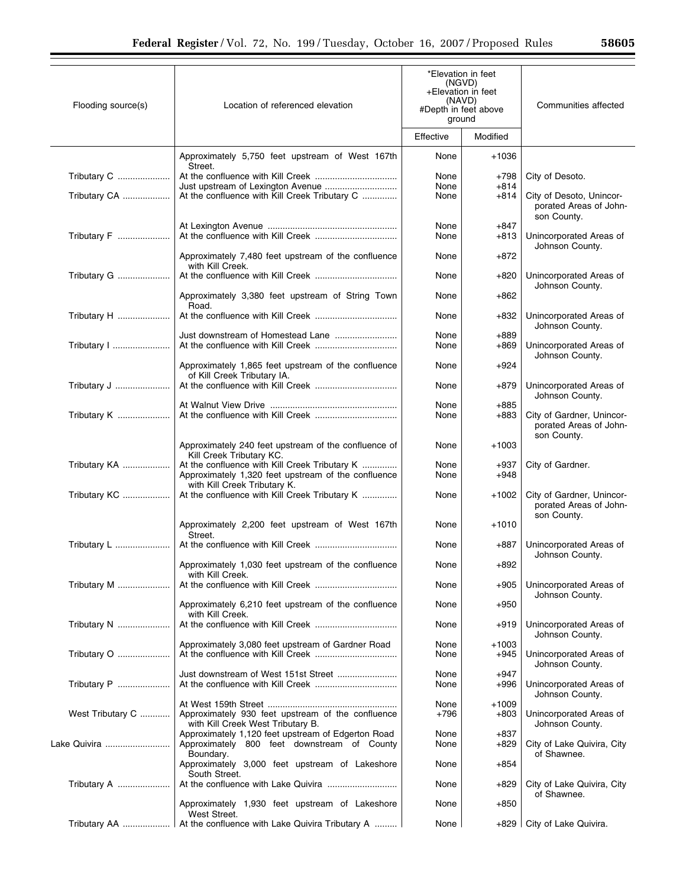| Flooding source(s) | Location of referenced elevation | *Elevation in feet (NGVD) +Elevation in feet (NAVD) #Depth in feet above ground | | Communities affected |
|---|---|---|---|---|
| | | Effective | Modified | |
| | Approximately 5,750 feet upstream of West 167th Street. | None | +1036 | |
| Tributary C | At the confluence with Kill Creek | None | +798 | City of Desoto. |
| | Just upstream of Lexington Avenue | None | +814 | |
| Tributary CA | At the confluence with Kill Creek Tributary C | None | +814 | City of Desoto, Unincorporated Areas of Johnson County. |
| | At Lexington Avenue | None | +847 | |
| Tributary F | At the confluence with Kill Creek | None | +813 | Unincorporated Areas of Johnson County. |
| | Approximately 7,480 feet upstream of the confluence with Kill Creek. | None | +872 | |
| Tributary G | At the confluence with Kill Creek | None | +820 | Unincorporated Areas of Johnson County. |
| | Approximately 3,380 feet upstream of String Town Road. | None | +862 | |
| Tributary H | At the confluence with Kill Creek | None | +832 | Unincorporated Areas of Johnson County. |
| | Just downstream of Homestead Lane | None | +889 | |
| Tributary I | At the confluence with Kill Creek | None | +869 | Unincorporated Areas of Johnson County. |
| | Approximately 1,865 feet upstream of the confluence of Kill Creek Tributary IA. | None | +924 | |
| Tributary J | At the confluence with Kill Creek | None | +879 | Unincorporated Areas of Johnson County. |
| | At Walnut View Drive | None | +885 | |
| Tributary K | At the confluence with Kill Creek | None | +883 | City of Gardner, Unincorporated Areas of Johnson County. |
| | Approximately 240 feet upstream of the confluence of Kill Creek Tributary KC. | None | +1003 | |
| Tributary KA | At the confluence with Kill Creek Tributary K | None | +937 | City of Gardner. |
| | Approximately 1,320 feet upstream of the confluence with Kill Creek Tributary K. | None | +948 | |
| Tributary KC | At the confluence with Kill Creek Tributary K | None | +1002 | City of Gardner, Unincorporated Areas of Johnson County. |
| | Approximately 2,200 feet upstream of West 167th Street. | None | +1010 | |
| Tributary L | At the confluence with Kill Creek | None | +887 | Unincorporated Areas of Johnson County. |
| | Approximately 1,030 feet upstream of the confluence with Kill Creek. | None | +892 | |
| Tributary M | At the confluence with Kill Creek | None | +905 | Unincorporated Areas of Johnson County. |
| | Approximately 6,210 feet upstream of the confluence with Kill Creek. | None | +950 | |
| Tributary N | At the confluence with Kill Creek | None | +919 | Unincorporated Areas of Johnson County. |
| | Approximately 3,080 feet upstream of Gardner Road | None | +1003 | |
| Tributary O | At the confluence with Kill Creek | None | +945 | Unincorporated Areas of Johnson County. |
| | Just downstream of West 151st Street | None | +947 | |
| Tributary P | At the confluence with Kill Creek | None | +996 | Unincorporated Areas of Johnson County. |
| | At West 159th Street | None | +1009 | |
| West Tributary C | Approximately 930 feet upstream of the confluence with Kill Creek West Tributary B. | +796 | +803 | Unincorporated Areas of Johnson County. |
| | Approximately 1,120 feet upstream of Edgerton Road | None | +837 | |
| Lake Quivira | Approximately 800 feet downstream of County Boundary. | None | +829 | City of Lake Quivira, City of Shawnee. |
| | Approximately 3,000 feet upstream of Lakeshore South Street. | None | +854 | |
| Tributary A | At the confluence with Lake Quivira | None | +829 | City of Lake Quivira, City of Shawnee. |
| | Approximately 1,930 feet upstream of Lakeshore West Street. | None | +850 | |
| Tributary AA | At the confluence with Lake Quivira Tributary A | None | +829 | City of Lake Quivira. |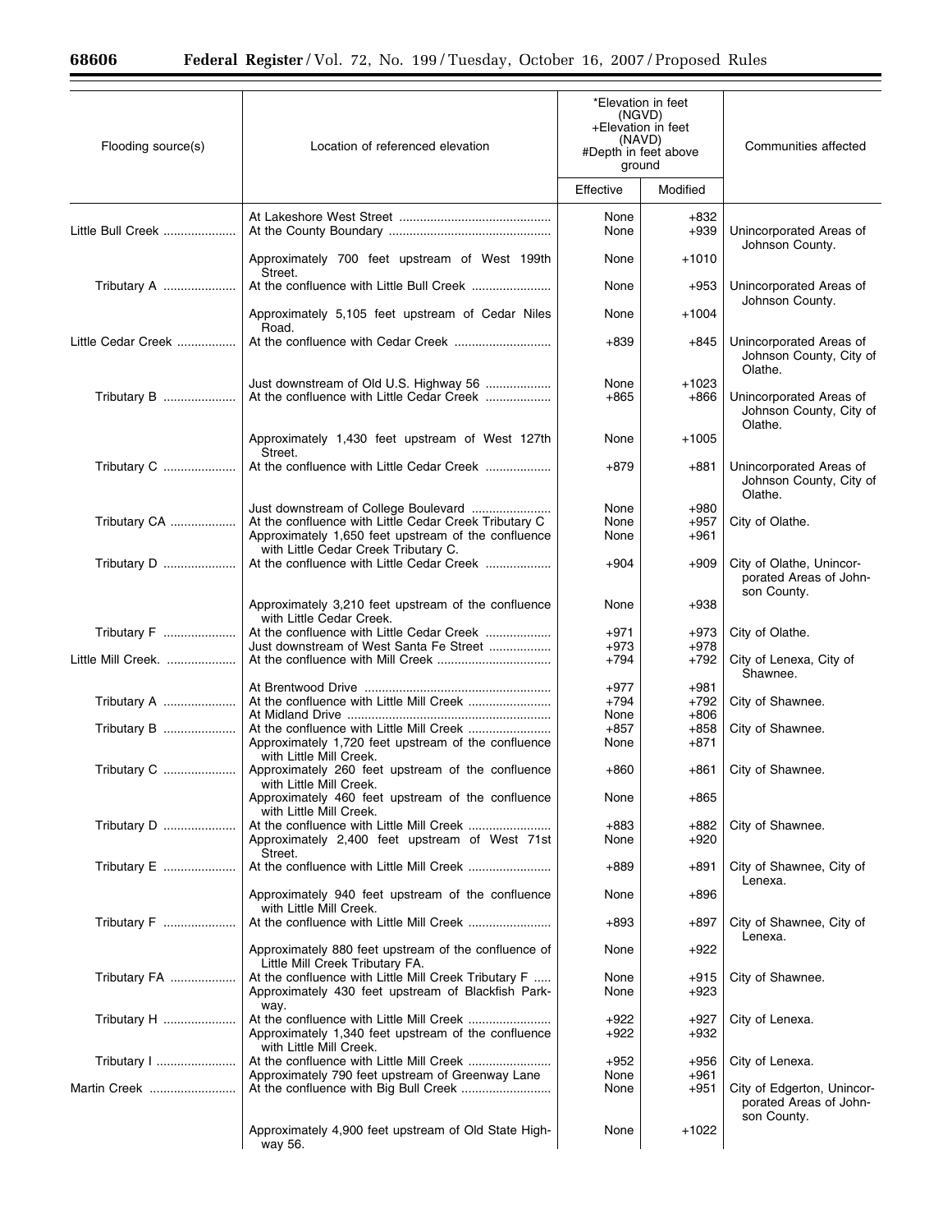| Flooding source(s) | Location of referenced elevation | *Elevation in feet (NGVD) +Elevation in feet (NAVD) #Depth in feet above ground | | Communities affected |
|---|---|---|---|---|
| | | Effective | Modified | |
| | At Lakeshore West Street | None | +832 | |
| Little Bull Creek | At the County Boundary | None | +939 | Unincorporated Areas of Johnson County. |
| | Approximately 700 feet upstream of West 199th Street. | None | +1010 | |
| Tributary A | At the confluence with Little Bull Creek | None | +953 | Unincorporated Areas of Johnson County. |
| | Approximately 5,105 feet upstream of Cedar Niles Road. | None | +1004 | |
| Little Cedar Creek | At the confluence with Cedar Creek | +839 | +845 | Unincorporated Areas of Johnson County, City of Olathe. |
| | Just downstream of Old U.S. Highway 56 | None | +1023 | |
| Tributary B | At the confluence with Little Cedar Creek | +865 | +866 | Unincorporated Areas of Johnson County, City of Olathe. |
| | Approximately 1,430 feet upstream of West 127th Street. | None | +1005 | |
| Tributary C | At the confluence with Little Cedar Creek | +879 | +881 | Unincorporated Areas of Johnson County, City of Olathe. |
| | Just downstream of College Boulevard | None | +980 | |
| Tributary CA | At the confluence with Little Cedar Creek Tributary C | None | +957 | City of Olathe. |
| | Approximately 1,650 feet upstream of the confluence with Little Cedar Creek Tributary C. | None | +961 | |
| Tributary D | At the confluence with Little Cedar Creek | +904 | +909 | City of Olathe, Unincorporated Areas of Johnson County. |
| | Approximately 3,210 feet upstream of the confluence with Little Cedar Creek. | None | +938 | |
| Tributary F | At the confluence with Little Cedar Creek | +971 | +973 | City of Olathe. |
| | Just downstream of West Santa Fe Street | +973 | +978 | |
| Little Mill Creek. | At the confluence with Mill Creek | +794 | +792 | City of Lenexa, City of Shawnee. |
| | At Brentwood Drive | +977 | +981 | |
| Tributary A | At the confluence with Little Mill Creek | +794 | +792 | City of Shawnee. |
| | At Midland Drive | None | +806 | |
| Tributary B | At the confluence with Little Mill Creek | +857 | +858 | City of Shawnee. |
| | Approximately 1,720 feet upstream of the confluence with Little Mill Creek. | None | +871 | |
| Tributary C | Approximately 260 feet upstream of the confluence with Little Mill Creek. | +860 | +861 | City of Shawnee. |
| | Approximately 460 feet upstream of the confluence with Little Mill Creek. | None | +865 | |
| Tributary D | At the confluence with Little Mill Creek | +883 | +882 | City of Shawnee. |
| | Approximately 2,400 feet upstream of West 71st Street. | None | +920 | |
| Tributary E | At the confluence with Little Mill Creek | +889 | +891 | City of Shawnee, City of Lenexa. |
| | Approximately 940 feet upstream of the confluence with Little Mill Creek. | None | +896 | |
| Tributary F | At the confluence with Little Mill Creek | +893 | +897 | City of Shawnee, City of Lenexa. |
| | Approximately 880 feet upstream of the confluence of Little Mill Creek Tributary FA. | None | +922 | |
| Tributary FA | At the confluence with Little Mill Creek Tributary F | None | +915 | City of Shawnee. |
| | Approximately 430 feet upstream of Blackfish Parkway. | None | +923 | |
| Tributary H | At the confluence with Little Mill Creek | +922 | +927 | City of Lenexa. |
| | Approximately 1,340 feet upstream of the confluence with Little Mill Creek. | +922 | +932 | |
| Tributary I | At the confluence with Little Mill Creek | +952 | +956 | City of Lenexa. |
| | Approximately 790 feet upstream of Greenway Lane | None | +961 | |
| Martin Creek | At the confluence with Big Bull Creek | None | +951 | City of Edgerton, Unincorporated Areas of Johnson County. |
| | Approximately 4,900 feet upstream of Old State Highway 56. | None | +1022 | |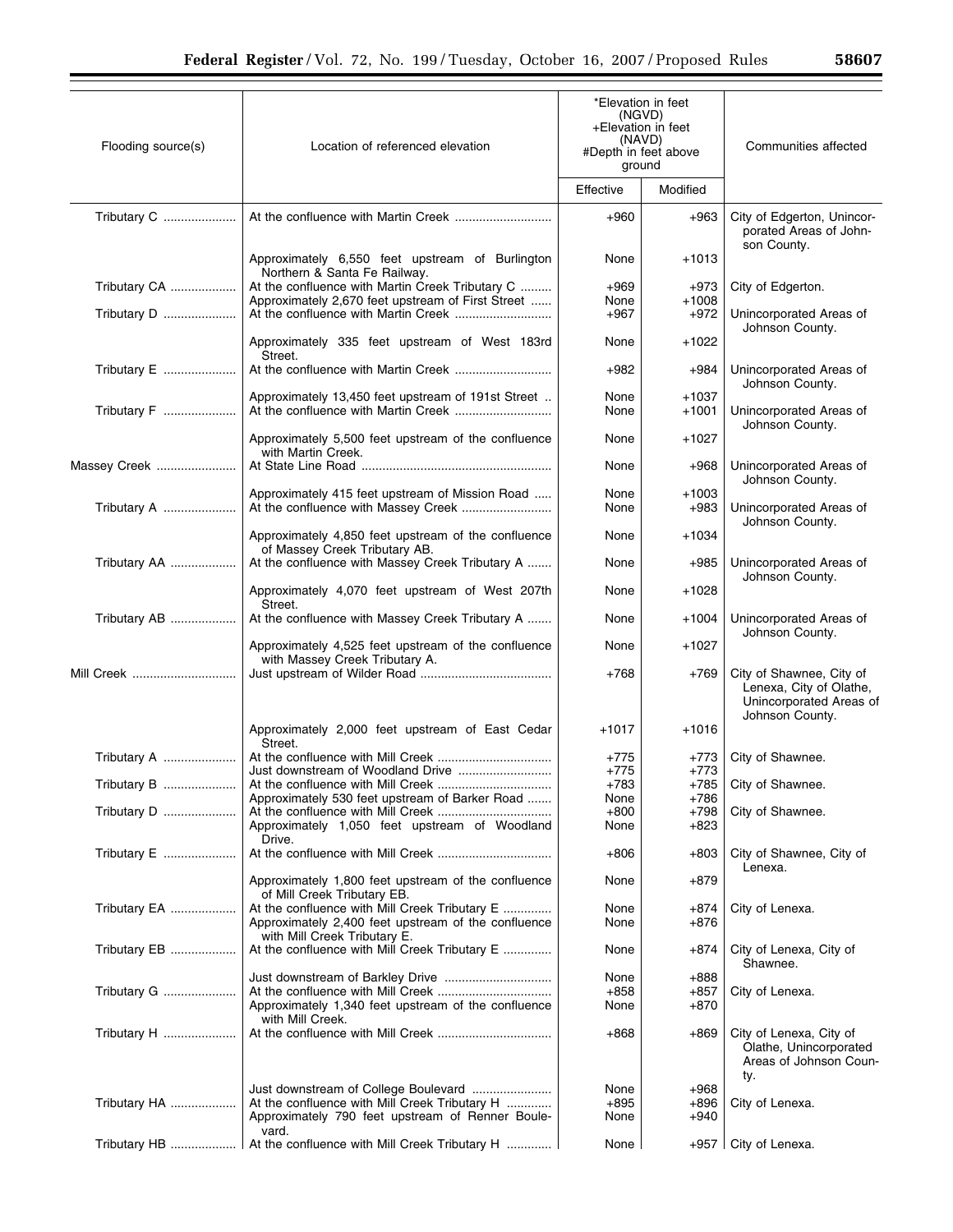| Flooding source(s) | Location of referenced elevation | \*Elevation in feet (NGVD) +Elevation in feet (NAVD) #Depth in feet above ground | | Communities affected |
|---|---|---|---|---|
| | | Effective | Modified | |
| Tributary C | At the confluence with Martin Creek | +960 | +963 | City of Edgerton, Unincorporated Areas of Johnson County. |
| | Approximately 6,550 feet upstream of Burlington Northern & Santa Fe Railway. | None | +1013 | |
| Tributary CA | At the confluence with Martin Creek Tributary C | +969 | +973 | City of Edgerton. |
| | Approximately 2,670 feet upstream of First Street | None | +1008 | |
| Tributary D | At the confluence with Martin Creek | +967 | +972 | Unincorporated Areas of Johnson County. |
| | Approximately 335 feet upstream of West 183rd Street. | None | +1022 | |
| Tributary E | At the confluence with Martin Creek | +982 | +984 | Unincorporated Areas of Johnson County. |
| | Approximately 13,450 feet upstream of 191st Street | None | +1037 | |
| Tributary F | At the confluence with Martin Creek | None | +1001 | Unincorporated Areas of Johnson County. |
| | Approximately 5,500 feet upstream of the confluence with Martin Creek. | None | +1027 | |
| Massey Creek | At State Line Road | None | +968 | Unincorporated Areas of Johnson County. |
| | Approximately 415 feet upstream of Mission Road | None | +1003 | |
| Tributary A | At the confluence with Massey Creek | None | +983 | Unincorporated Areas of Johnson County. |
| | Approximately 4,850 feet upstream of the confluence of Massey Creek Tributary AB. | None | +1034 | |
| Tributary AA | At the confluence with Massey Creek Tributary A | None | +985 | Unincorporated Areas of Johnson County. |
| | Approximately 4,070 feet upstream of West 207th Street. | None | +1028 | |
| Tributary AB | At the confluence with Massey Creek Tributary A | None | +1004 | Unincorporated Areas of Johnson County. |
| | Approximately 4,525 feet upstream of the confluence with Massey Creek Tributary A. | None | +1027 | |
| Mill Creek | Just upstream of Wilder Road | +768 | +769 | City of Shawnee, City of Lenexa, City of Olathe, Unincorporated Areas of Johnson County. |
| | Approximately 2,000 feet upstream of East Cedar Street. | +1017 | +1016 | |
| Tributary A | At the confluence with Mill Creek | +775 | +773 | City of Shawnee. |
| | Just downstream of Woodland Drive | +775 | +773 | |
| Tributary B | At the confluence with Mill Creek | +783 | +785 | City of Shawnee. |
| | Approximately 530 feet upstream of Barker Road | None | +786 | |
| Tributary D | At the confluence with Mill Creek | +800 | +798 | City of Shawnee. |
| | Approximately 1,050 feet upstream of Woodland Drive. | None | +823 | |
| Tributary E | At the confluence with Mill Creek | +806 | +803 | City of Shawnee, City of Lenexa. |
| | Approximately 1,800 feet upstream of the confluence of Mill Creek Tributary EB. | None | +879 | |
| Tributary EA | At the confluence with Mill Creek Tributary E | None | +874 | City of Lenexa. |
| | Approximately 2,400 feet upstream of the confluence with Mill Creek Tributary E. | None | +876 | |
| Tributary EB | At the confluence with Mill Creek Tributary E | None | +874 | City of Lenexa, City of Shawnee. |
| | Just downstream of Barkley Drive | None | +888 | |
| Tributary G | At the confluence with Mill Creek | +858 | +857 | City of Lenexa. |
| | Approximately 1,340 feet upstream of the confluence with Mill Creek. | None | +870 | |
| Tributary H | At the confluence with Mill Creek | +868 | +869 | City of Lenexa, City of Olathe, Unincorporated Areas of Johnson County. |
| | Just downstream of College Boulevard | None | +968 | |
| Tributary HA | At the confluence with Mill Creek Tributary H | +895 | +896 | City of Lenexa. |
| | Approximately 790 feet upstream of Renner Boulevard. | None | +940 | |
| Tributary HB | At the confluence with Mill Creek Tributary H | None | +957 | City of Lenexa. |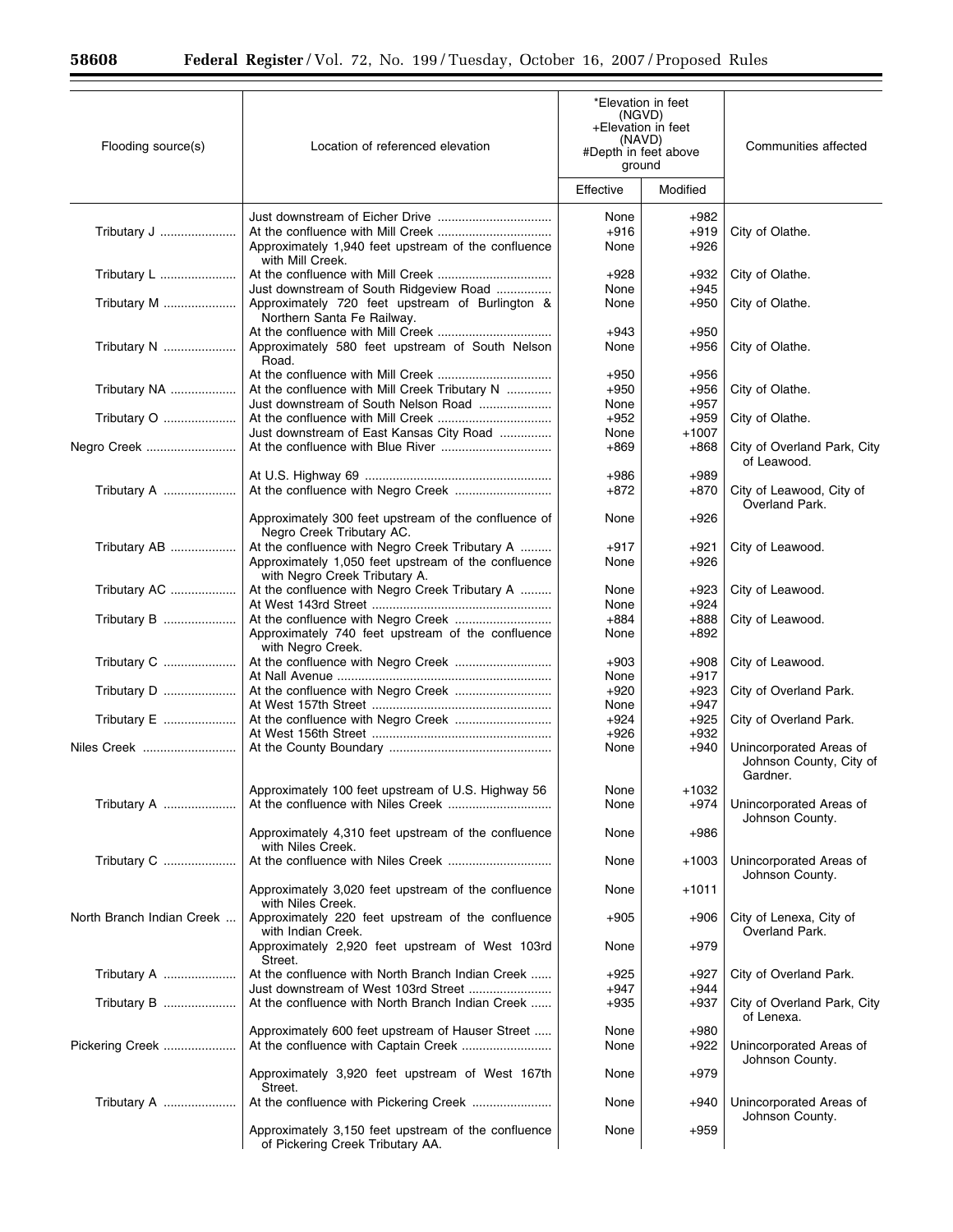| Flooding source(s) | Location of referenced elevation | *Elevation in feet (NGVD) +Elevation in feet (NAVD) #Depth in feet above ground | | Communities affected |
|---|---|---|---|---|
| | | Effective | Modified | |
| | Just downstream of Eicher Drive | None | +982 | |
| Tributary J | At the confluence with Mill Creek | +916 | +919 | City of Olathe. |
| | Approximately 1,940 feet upstream of the confluence with Mill Creek. | None | +926 | |
| Tributary L | At the confluence with Mill Creek | +928 | +932 | City of Olathe. |
| | Just downstream of South Ridgeview Road | None | +945 | |
| Tributary M | Approximately 720 feet upstream of Burlington & Northern Santa Fe Railway. | None | +950 | City of Olathe. |
| | At the confluence with Mill Creek | +943 | +950 | |
| Tributary N | Approximately 580 feet upstream of South Nelson Road. | None | +956 | City of Olathe. |
| | At the confluence with Mill Creek | +950 | +956 | |
| Tributary NA | At the confluence with Mill Creek Tributary N | +950 | +956 | City of Olathe. |
| | Just downstream of South Nelson Road | None | +957 | |
| Tributary O | At the confluence with Mill Creek | +952 | +959 | City of Olathe. |
| | Just downstream of East Kansas City Road | None | +1007 | |
| Negro Creek | At the confluence with Blue River | +869 | +868 | City of Overland Park, City of Leawood. |
| | At U.S. Highway 69 | +986 | +989 | |
| Tributary A | At the confluence with Negro Creek | +872 | +870 | City of Leawood, City of Overland Park. |
| | Approximately 300 feet upstream of the confluence of Negro Creek Tributary AC. | None | +926 | |
| Tributary AB | At the confluence with Negro Creek Tributary A | +917 | +921 | City of Leawood. |
| | Approximately 1,050 feet upstream of the confluence with Negro Creek Tributary A. | None | +926 | |
| Tributary AC | At the confluence with Negro Creek Tributary A | None | +923 | City of Leawood. |
| | At West 143rd Street | None | +924 | |
| Tributary B | At the confluence with Negro Creek | +884 | +888 | City of Leawood. |
| | Approximately 740 feet upstream of the confluence with Negro Creek. | None | +892 | |
| Tributary C | At the confluence with Negro Creek | +903 | +908 | City of Leawood. |
| | At Nall Avenue | None | +917 | |
| Tributary D | At the confluence with Negro Creek | +920 | +923 | City of Overland Park. |
| | At West 157th Street | None | +947 | |
| Tributary E | At the confluence with Negro Creek | +924 | +925 | City of Overland Park. |
| | At West 156th Street | +926 | +932 | |
| Niles Creek | At the County Boundary | None | +940 | Unincorporated Areas of Johnson County, City of Gardner. |
| | Approximately 100 feet upstream of U.S. Highway 56 | None | +1032 | |
| Tributary A | At the confluence with Niles Creek | None | +974 | Unincorporated Areas of Johnson County. |
| | Approximately 4,310 feet upstream of the confluence with Niles Creek. | None | +986 | |
| Tributary C | At the confluence with Niles Creek | None | +1003 | Unincorporated Areas of Johnson County. |
| | Approximately 3,020 feet upstream of the confluence with Niles Creek. | None | +1011 | |
| North Branch Indian Creek | Approximately 220 feet upstream of the confluence with Indian Creek. | +905 | +906 | City of Lenexa, City of Overland Park. |
| | Approximately 2,920 feet upstream of West 103rd Street. | None | +979 | |
| Tributary A | At the confluence with North Branch Indian Creek | +925 | +927 | City of Overland Park. |
| | Just downstream of West 103rd Street | +947 | +944 | |
| Tributary B | At the confluence with North Branch Indian Creek | +935 | +937 | City of Overland Park, City of Lenexa. |
| | Approximately 600 feet upstream of Hauser Street | None | +980 | |
| Pickering Creek | At the confluence with Captain Creek | None | +922 | Unincorporated Areas of Johnson County. |
| | Approximately 3,920 feet upstream of West 167th Street. | None | +979 | |
| Tributary A | At the confluence with Pickering Creek | None | +940 | Unincorporated Areas of Johnson County. |
| | Approximately 3,150 feet upstream of the confluence of Pickering Creek Tributary AA. | None | +959 | |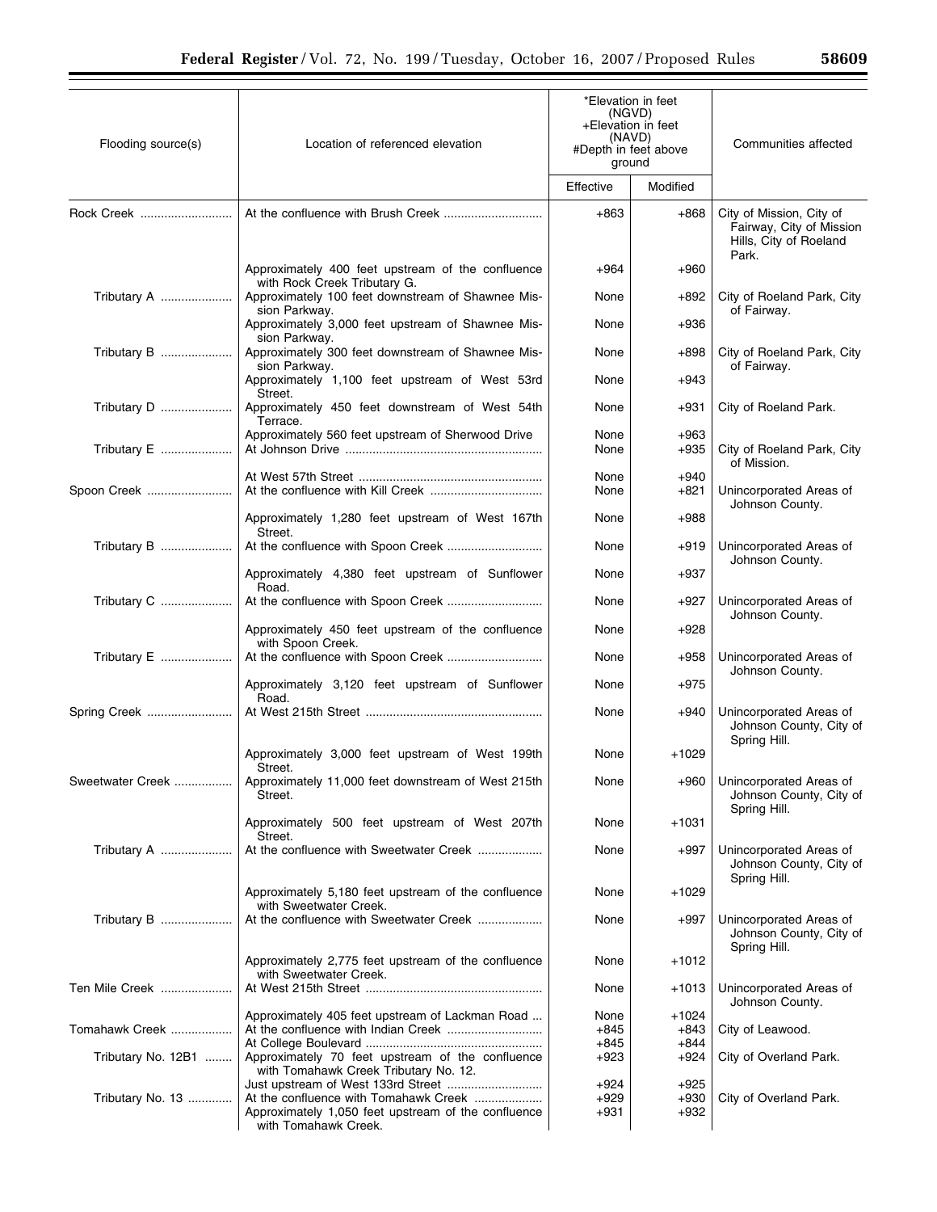| Flooding source(s) | Location of referenced elevation | *Elevation in feet (NGVD) +Elevation in feet (NAVD) #Depth in feet above ground | | Communities affected |
|---|---|---|---|---|
| | | Effective | Modified | |
| Rock Creek | At the confluence with Brush Creek | +863 | +868 | City of Mission, City of Fairway, City of Mission Hills, City of Roeland Park. |
| | Approximately 400 feet upstream of the confluence with Rock Creek Tributary G. | +964 | +960 | |
| Tributary A | Approximately 100 feet downstream of Shawnee Mission Parkway. | None | +892 | City of Roeland Park, City of Fairway. |
| | Approximately 3,000 feet upstream of Shawnee Mission Parkway. | None | +936 | |
| Tributary B | Approximately 300 feet downstream of Shawnee Mission Parkway. | None | +898 | City of Roeland Park, City of Fairway. |
| | Approximately 1,100 feet upstream of West 53rd Street. | None | +943 | |
| Tributary D | Approximately 450 feet downstream of West 54th Terrace. | None | +931 | City of Roeland Park. |
| | Approximately 560 feet upstream of Sherwood Drive | None | +963 | |
| Tributary E | At Johnson Drive | None | +935 | City of Roeland Park, City of Mission. |
| | At West 57th Street | None | +940 | |
| Spoon Creek | At the confluence with Kill Creek | None | +821 | Unincorporated Areas of Johnson County. |
| | Approximately 1,280 feet upstream of West 167th Street. | None | +988 | |
| Tributary B | At the confluence with Spoon Creek | None | +919 | Unincorporated Areas of Johnson County. |
| | Approximately 4,380 feet upstream of Sunflower Road. | None | +937 | |
| Tributary C | At the confluence with Spoon Creek | None | +927 | Unincorporated Areas of Johnson County. |
| | Approximately 450 feet upstream of the confluence with Spoon Creek. | None | +928 | |
| Tributary E | At the confluence with Spoon Creek | None | +958 | Unincorporated Areas of Johnson County. |
| | Approximately 3,120 feet upstream of Sunflower Road. | None | +975 | |
| Spring Creek | At West 215th Street | None | +940 | Unincorporated Areas of Johnson County, City of Spring Hill. |
| | Approximately 3,000 feet upstream of West 199th Street. | None | +1029 | |
| Sweetwater Creek | Approximately 11,000 feet downstream of West 215th Street. | None | +960 | Unincorporated Areas of Johnson County, City of Spring Hill. |
| | Approximately 500 feet upstream of West 207th Street. | None | +1031 | |
| Tributary A | At the confluence with Sweetwater Creek | None | +997 | Unincorporated Areas of Johnson County, City of Spring Hill. |
| | Approximately 5,180 feet upstream of the confluence with Sweetwater Creek. | None | +1029 | |
| Tributary B | At the confluence with Sweetwater Creek | None | +997 | Unincorporated Areas of Johnson County, City of Spring Hill. |
| | Approximately 2,775 feet upstream of the confluence with Sweetwater Creek. | None | +1012 | |
| Ten Mile Creek | At West 215th Street | None | +1013 | Unincorporated Areas of Johnson County. |
| | Approximately 405 feet upstream of Lackman Road | None | +1024 | |
| Tomahawk Creek | At the confluence with Indian Creek | +845 | +843 | City of Leawood. |
| | At College Boulevard | +845 | +844 | |
| Tributary No. 12B1 | Approximately 70 feet upstream of the confluence with Tomahawk Creek Tributary No. 12. | +923 | +924 | City of Overland Park. |
| | Just upstream of West 133rd Street | +924 | +925 | |
| Tributary No. 13 | At the confluence with Tomahawk Creek | +929 | +930 | City of Overland Park. |
| | Approximately 1,050 feet upstream of the confluence with Tomahawk Creek. | +931 | +932 | |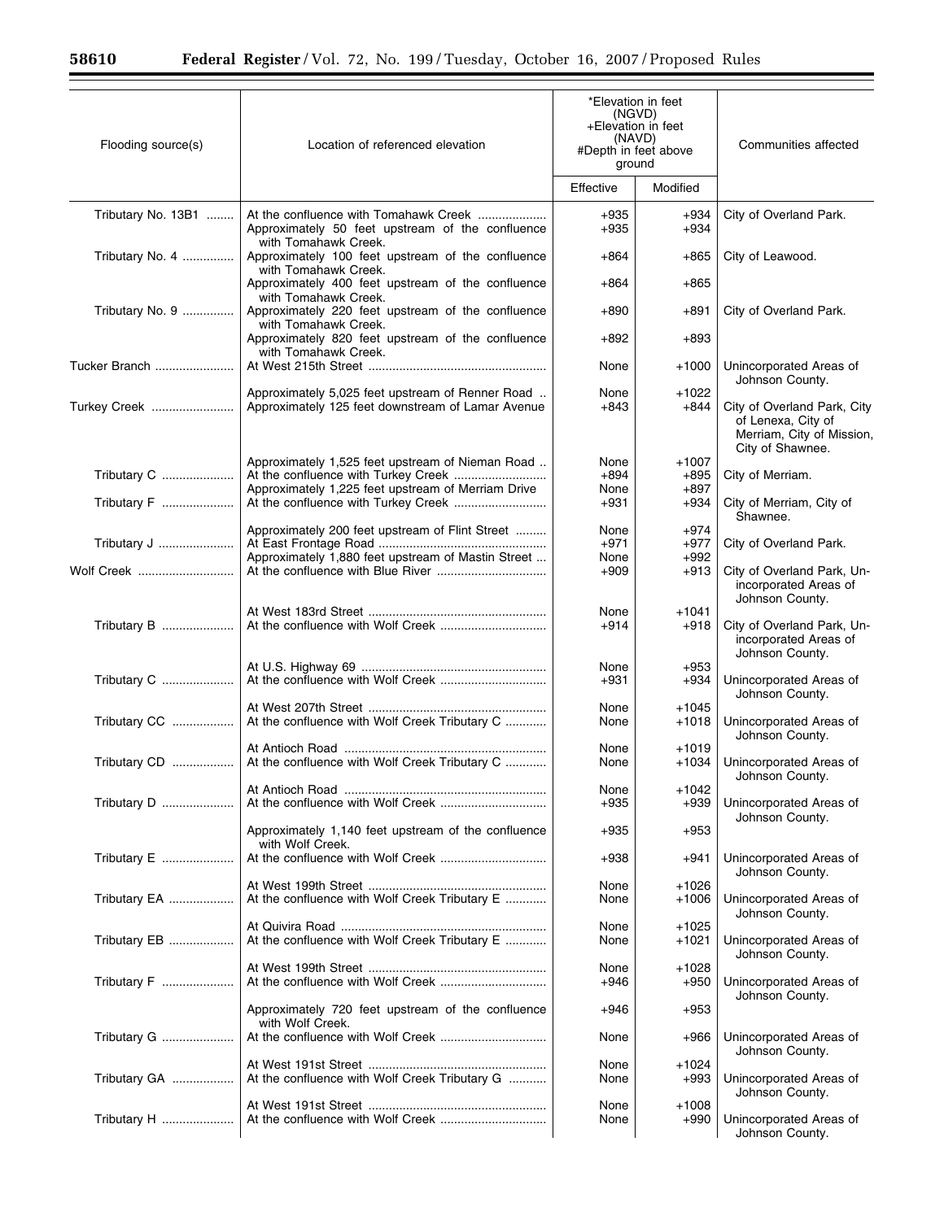| Flooding source(s) | Location of referenced elevation | *Elevation in feet (NGVD) +Elevation in feet (NAVD) #Depth in feet above ground | | Communities affected |
|---|---|---|---|---|
| | | Effective | Modified | |
| Tributary No. 13B1 | At the confluence with Tomahawk Creek | +935 | +934 | City of Overland Park. |
| | Approximately 50 feet upstream of the confluence with Tomahawk Creek. | +935 | +934 | |
| Tributary No. 4 | Approximately 100 feet upstream of the confluence with Tomahawk Creek. | +864 | +865 | City of Leawood. |
| | Approximately 400 feet upstream of the confluence with Tomahawk Creek. | +864 | +865 | |
| Tributary No. 9 | Approximately 220 feet upstream of the confluence with Tomahawk Creek. | +890 | +891 | City of Overland Park. |
| | Approximately 820 feet upstream of the confluence with Tomahawk Creek. | +892 | +893 | |
| Tucker Branch | At West 215th Street | None | +1000 | Unincorporated Areas of Johnson County. |
| | Approximately 5,025 feet upstream of Renner Road | None | +1022 | |
| Turkey Creek | Approximately 125 feet downstream of Lamar Avenue | +843 | +844 | City of Overland Park, City of Lenexa, City of Merriam, City of Mission, City of Shawnee. |
| | Approximately 1,525 feet upstream of Nieman Road | None | +1007 | |
| Tributary C | At the confluence with Turkey Creek | +894 | +895 | City of Merriam. |
| | Approximately 1,225 feet upstream of Merriam Drive | None | +897 | |
| Tributary F | At the confluence with Turkey Creek | +931 | +934 | City of Merriam, City of Shawnee. |
| | Approximately 200 feet upstream of Flint Street | None | +974 | |
| Tributary J | At East Frontage Road | +971 | +977 | City of Overland Park. |
| | Approximately 1,880 feet upstream of Mastin Street | None | +992 | |
| Wolf Creek | At the confluence with Blue River | +909 | +913 | City of Overland Park, Unincorporated Areas of Johnson County. |
| | At West 183rd Street | None | +1041 | |
| Tributary B | At the confluence with Wolf Creek | +914 | +918 | City of Overland Park, Unincorporated Areas of Johnson County. |
| | At U.S. Highway 69 | None | +953 | |
| Tributary C | At the confluence with Wolf Creek | +931 | +934 | Unincorporated Areas of Johnson County. |
| | At West 207th Street | None | +1045 | |
| Tributary CC | At the confluence with Wolf Creek Tributary C | None | +1018 | Unincorporated Areas of Johnson County. |
| | At Antioch Road | None | +1019 | |
| Tributary CD | At the confluence with Wolf Creek Tributary C | None | +1034 | Unincorporated Areas of Johnson County. |
| | At Antioch Road | None | +1042 | |
| Tributary D | At the confluence with Wolf Creek | +935 | +939 | Unincorporated Areas of Johnson County. |
| | Approximately 1,140 feet upstream of the confluence with Wolf Creek. | +935 | +953 | |
| Tributary E | At the confluence with Wolf Creek | +938 | +941 | Unincorporated Areas of Johnson County. |
| | At West 199th Street | None | +1026 | |
| Tributary EA | At the confluence with Wolf Creek Tributary E | None | +1006 | Unincorporated Areas of Johnson County. |
| | At Quivira Road | None | +1025 | |
| Tributary EB | At the confluence with Wolf Creek Tributary E | None | +1021 | Unincorporated Areas of Johnson County. |
| | At West 199th Street | None | +1028 | |
| Tributary F | At the confluence with Wolf Creek | +946 | +950 | Unincorporated Areas of Johnson County. |
| | Approximately 720 feet upstream of the confluence with Wolf Creek. | +946 | +953 | |
| Tributary G | At the confluence with Wolf Creek | None | +966 | Unincorporated Areas of Johnson County. |
| | At West 191st Street | None | +1024 | |
| Tributary GA | At the confluence with Wolf Creek Tributary G | None | +993 | Unincorporated Areas of Johnson County. |
| | At West 191st Street | None | +1008 | |
| Tributary H | At the confluence with Wolf Creek | None | +990 | Unincorporated Areas of Johnson County. |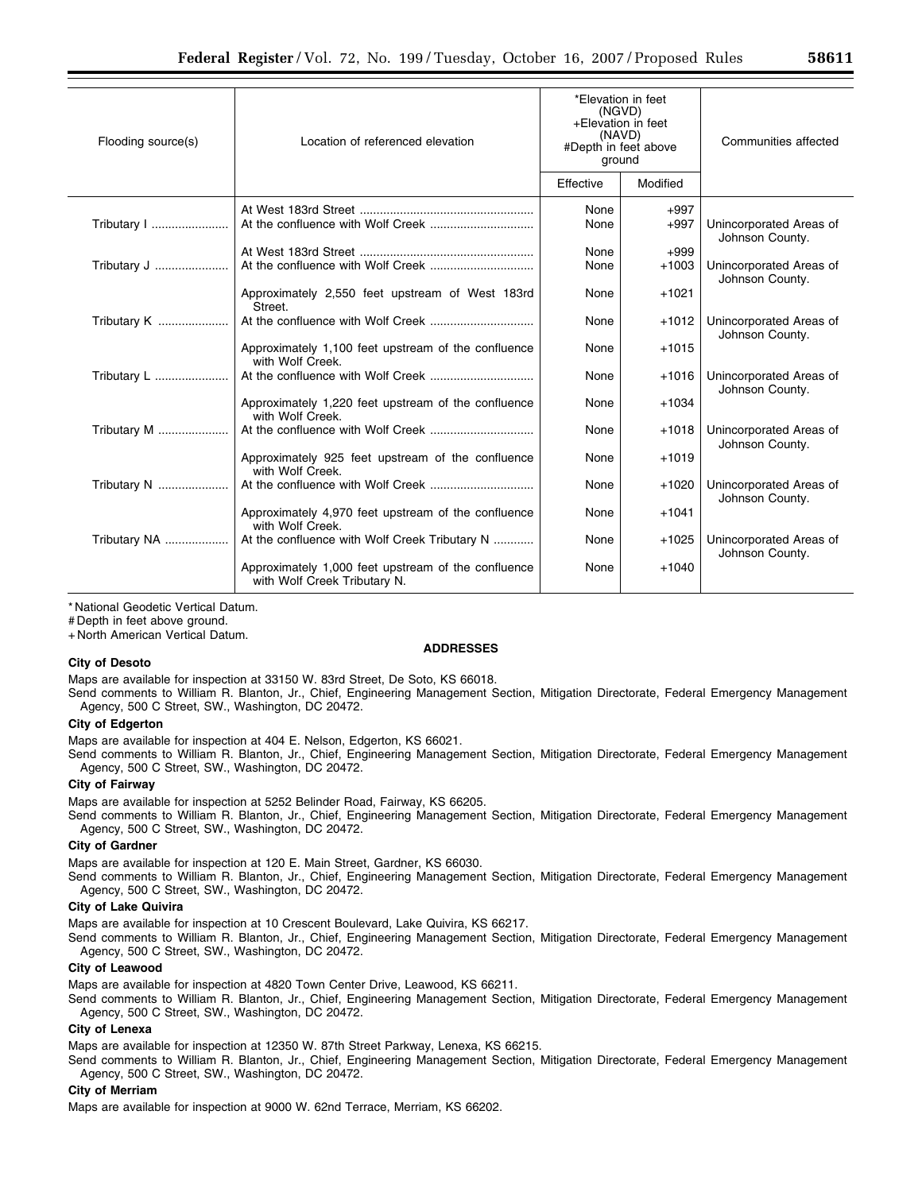| Flooding source(s) | Location of referenced elevation | *Elevation in feet (NGVD) +Elevation in feet (NAVD) #Depth in feet above ground | | Communities affected |
|---|---|---|---|---|
| | | Effective | Modified | |
| | At West 183rd Street | None | +997 | |
| Tributary I | At the confluence with Wolf Creek | None | +997 | Unincorporated Areas of Johnson County. |
| | At West 183rd Street | None | +999 | |
| Tributary J | At the confluence with Wolf Creek | None | +1003 | Unincorporated Areas of Johnson County. |
| | Approximately 2,550 feet upstream of West 183rd Street. | None | +1021 | |
| Tributary K | At the confluence with Wolf Creek | None | +1012 | Unincorporated Areas of Johnson County. |
| | Approximately 1,100 feet upstream of the confluence with Wolf Creek. | None | +1015 | |
| Tributary L | At the confluence with Wolf Creek | None | +1016 | Unincorporated Areas of Johnson County. |
| | Approximately 1,220 feet upstream of the confluence with Wolf Creek. | None | +1034 | |
| Tributary M | At the confluence with Wolf Creek | None | +1018 | Unincorporated Areas of Johnson County. |
| | Approximately 925 feet upstream of the confluence with Wolf Creek. | None | +1019 | |
| Tributary N | At the confluence with Wolf Creek | None | +1020 | Unincorporated Areas of Johnson County. |
| | Approximately 4,970 feet upstream of the confluence with Wolf Creek. | None | +1041 | |
| Tributary NA | At the confluence with Wolf Creek Tributary N | None | +1025 | Unincorporated Areas of Johnson County. |
| | Approximately 1,000 feet upstream of the confluence with Wolf Creek Tributary N. | None | +1040 | |

* National Geodetic Vertical Datum.
# Depth in feet above ground.
+ North American Vertical Datum.

**ADDRESSES**

**City of Desoto**

Maps are available for inspection at 33150 W. 83rd Street, De Soto, KS 66018.

Send comments to William R. Blanton, Jr., Chief, Engineering Management Section, Mitigation Directorate, Federal Emergency Management Agency, 500 C Street, SW., Washington, DC 20472.

**City of Edgerton**

Maps are available for inspection at 404 E. Nelson, Edgerton, KS 66021.

Send comments to William R. Blanton, Jr., Chief, Engineering Management Section, Mitigation Directorate, Federal Emergency Management Agency, 500 C Street, SW., Washington, DC 20472.

**City of Fairway**

Maps are available for inspection at 5252 Belinder Road, Fairway, KS 66205.

Send comments to William R. Blanton, Jr., Chief, Engineering Management Section, Mitigation Directorate, Federal Emergency Management Agency, 500 C Street, SW., Washington, DC 20472.

**City of Gardner**

Maps are available for inspection at 120 E. Main Street, Gardner, KS 66030.

Send comments to William R. Blanton, Jr., Chief, Engineering Management Section, Mitigation Directorate, Federal Emergency Management Agency, 500 C Street, SW., Washington, DC 20472.

**City of Lake Quivira**

Maps are available for inspection at 10 Crescent Boulevard, Lake Quivira, KS 66217.

Send comments to William R. Blanton, Jr., Chief, Engineering Management Section, Mitigation Directorate, Federal Emergency Management Agency, 500 C Street, SW., Washington, DC 20472.

**City of Leawood**

Maps are available for inspection at 4820 Town Center Drive, Leawood, KS 66211.

Send comments to William R. Blanton, Jr., Chief, Engineering Management Section, Mitigation Directorate, Federal Emergency Management Agency, 500 C Street, SW., Washington, DC 20472.

**City of Lenexa**

Maps are available for inspection at 12350 W. 87th Street Parkway, Lenexa, KS 66215.

Send comments to William R. Blanton, Jr., Chief, Engineering Management Section, Mitigation Directorate, Federal Emergency Management Agency, 500 C Street, SW., Washington, DC 20472.

**City of Merriam**

Maps are available for inspection at 9000 W. 62nd Terrace, Merriam, KS 66202.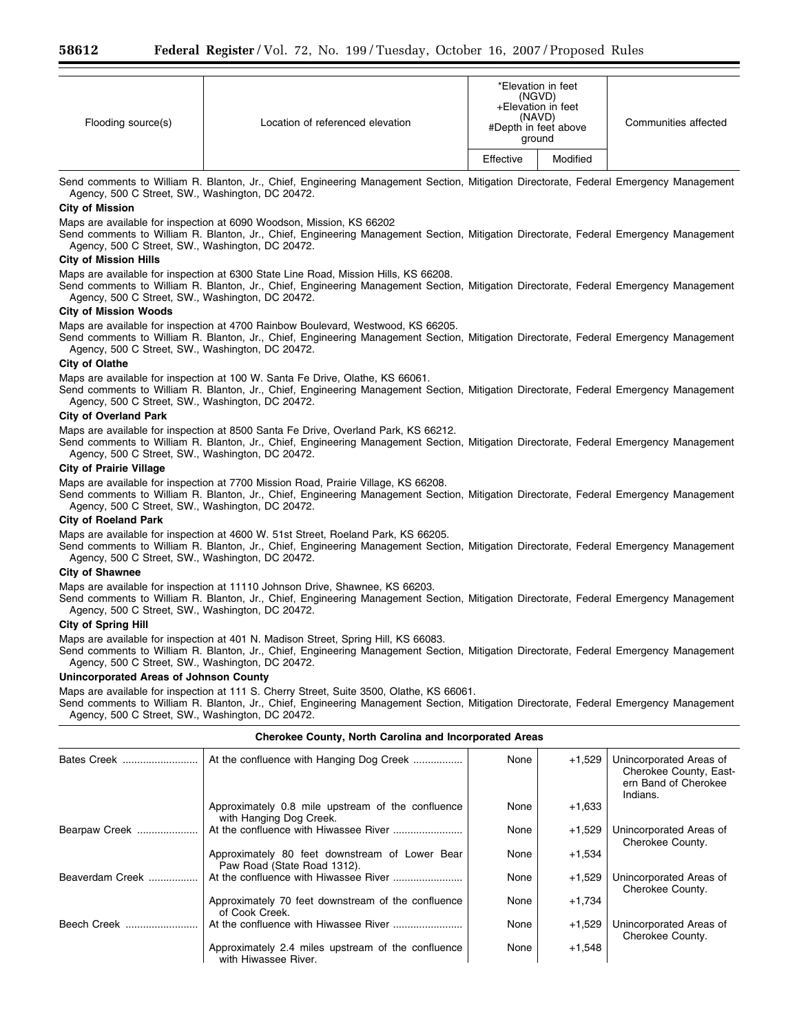| Flooding source(s) | Location of referenced elevation | *Elevation in feet (NGVD) +Elevation in feet (NAVD) #Depth in feet above ground | | Communities affected |
|---|---|---|---|---|
| | | Effective | Modified | |

Send comments to William R. Blanton, Jr., Chief, Engineering Management Section, Mitigation Directorate, Federal Emergency Management Agency, 500 C Street, SW., Washington, DC 20472.

**City of Mission**

Maps are available for inspection at 6090 Woodson, Mission, KS 66202

Send comments to William R. Blanton, Jr., Chief, Engineering Management Section, Mitigation Directorate, Federal Emergency Management Agency, 500 C Street, SW., Washington, DC 20472.

**City of Mission Hills**

Maps are available for inspection at 6300 State Line Road, Mission Hills, KS 66208.

Send comments to William R. Blanton, Jr., Chief, Engineering Management Section, Mitigation Directorate, Federal Emergency Management Agency, 500 C Street, SW., Washington, DC 20472.

**City of Mission Woods**

Maps are available for inspection at 4700 Rainbow Boulevard, Westwood, KS 66205.

Send comments to William R. Blanton, Jr., Chief, Engineering Management Section, Mitigation Directorate, Federal Emergency Management Agency, 500 C Street, SW., Washington, DC 20472.

**City of Olathe**

Maps are available for inspection at 100 W. Santa Fe Drive, Olathe, KS 66061.

Send comments to William R. Blanton, Jr., Chief, Engineering Management Section, Mitigation Directorate, Federal Emergency Management Agency, 500 C Street, SW., Washington, DC 20472.

**City of Overland Park**

Maps are available for inspection at 8500 Santa Fe Drive, Overland Park, KS 66212.

Send comments to William R. Blanton, Jr., Chief, Engineering Management Section, Mitigation Directorate, Federal Emergency Management Agency, 500 C Street, SW., Washington, DC 20472.

**City of Prairie Village**

Maps are available for inspection at 7700 Mission Road, Prairie Village, KS 66208.

Send comments to William R. Blanton, Jr., Chief, Engineering Management Section, Mitigation Directorate, Federal Emergency Management Agency, 500 C Street, SW., Washington, DC 20472.

**City of Roeland Park**

Maps are available for inspection at 4600 W. 51st Street, Roeland Park, KS 66205.

Send comments to William R. Blanton, Jr., Chief, Engineering Management Section, Mitigation Directorate, Federal Emergency Management Agency, 500 C Street, SW., Washington, DC 20472.

**City of Shawnee**

Maps are available for inspection at 11110 Johnson Drive, Shawnee, KS 66203.

Send comments to William R. Blanton, Jr., Chief, Engineering Management Section, Mitigation Directorate, Federal Emergency Management Agency, 500 C Street, SW., Washington, DC 20472.

**City of Spring Hill**

Maps are available for inspection at 401 N. Madison Street, Spring Hill, KS 66083.

Send comments to William R. Blanton, Jr., Chief, Engineering Management Section, Mitigation Directorate, Federal Emergency Management Agency, 500 C Street, SW., Washington, DC 20472.

**Unincorporated Areas of Johnson County**

Maps are available for inspection at 111 S. Cherry Street, Suite 3500, Olathe, KS 66061.

Send comments to William R. Blanton, Jr., Chief, Engineering Management Section, Mitigation Directorate, Federal Emergency Management Agency, 500 C Street, SW., Washington, DC 20472.

**Cherokee County, North Carolina and Incorporated Areas**

| Flooding source(s) | Location of referenced elevation | Effective | Modified | Communities affected |
|---|---|---|---|---|
| Bates Creek | At the confluence with Hanging Dog Creek | None | +1,529 | Unincorporated Areas of Cherokee County, Eastern Band of Cherokee Indians. |
| | Approximately 0.8 mile upstream of the confluence with Hanging Dog Creek. | None | +1,633 | |
| Bearpaw Creek | At the confluence with Hiwassee River | None | +1,529 | Unincorporated Areas of Cherokee County. |
| | Approximately 80 feet downstream of Lower Bear Paw Road (State Road 1312). | None | +1,534 | |
| Beaverdam Creek | At the confluence with Hiwassee River | None | +1,529 | Unincorporated Areas of Cherokee County. |
| | Approximately 70 feet downstream of the confluence of Cook Creek. | None | +1,734 | |
| Beech Creek | At the confluence with Hiwassee River | None | +1,529 | Unincorporated Areas of Cherokee County. |
| | Approximately 2.4 miles upstream of the confluence with Hiwassee River. | None | +1,548 | |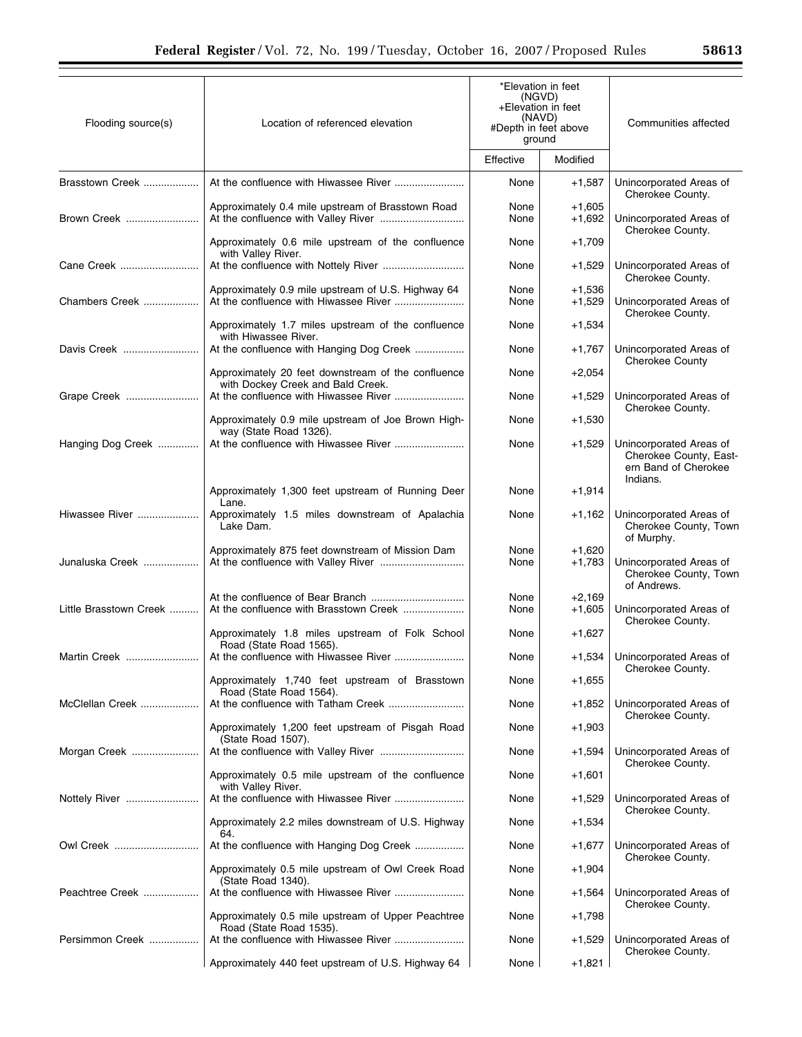| Flooding source(s) | Location of referenced elevation | *Elevation in feet (NGVD) +Elevation in feet (NAVD) #Depth in feet above ground | | Communities affected |
|---|---|---|---|---|
| | | Effective | Modified | |
| Brasstown Creek | At the confluence with Hiwassee River | None | +1,587 | Unincorporated Areas of Cherokee County. |
| | Approximately 0.4 mile upstream of Brasstown Road | None | +1,605 | |
| Brown Creek | At the confluence with Valley River | None | +1,692 | Unincorporated Areas of Cherokee County. |
| | Approximately 0.6 mile upstream of the confluence with Valley River. | None | +1,709 | |
| Cane Creek | At the confluence with Nottely River | None | +1,529 | Unincorporated Areas of Cherokee County. |
| | Approximately 0.9 mile upstream of U.S. Highway 64 | None | +1,536 | |
| Chambers Creek | At the confluence with Hiwassee River | None | +1,529 | Unincorporated Areas of Cherokee County. |
| | Approximately 1.7 miles upstream of the confluence with Hiwassee River. | None | +1,534 | |
| Davis Creek | At the confluence with Hanging Dog Creek | None | +1,767 | Unincorporated Areas of Cherokee County |
| | Approximately 20 feet downstream of the confluence with Dockey Creek and Bald Creek. | None | +2,054 | |
| Grape Creek | At the confluence with Hiwassee River | None | +1,529 | Unincorporated Areas of Cherokee County. |
| | Approximately 0.9 mile upstream of Joe Brown Highway (State Road 1326). | None | +1,530 | |
| Hanging Dog Creek | At the confluence with Hiwassee River | None | +1,529 | Unincorporated Areas of Cherokee County, Eastern Band of Cherokee Indians. |
| | Approximately 1,300 feet upstream of Running Deer Lane. | None | +1,914 | |
| Hiwassee River | Approximately 1.5 miles downstream of Apalachia Lake Dam. | None | +1,162 | Unincorporated Areas of Cherokee County, Town of Murphy. |
| | Approximately 875 feet downstream of Mission Dam | None | +1,620 | |
| Junaluska Creek | At the confluence with Valley River | None | +1,783 | Unincorporated Areas of Cherokee County, Town of Andrews. |
| | At the confluence of Bear Branch | None | +2,169 | |
| Little Brasstown Creek | At the confluence with Brasstown Creek | None | +1,605 | Unincorporated Areas of Cherokee County. |
| | Approximately 1.8 miles upstream of Folk School Road (State Road 1565). | None | +1,627 | |
| Martin Creek | At the confluence with Hiwassee River | None | +1,534 | Unincorporated Areas of Cherokee County. |
| | Approximately 1,740 feet upstream of Brasstown Road (State Road 1564). | None | +1,655 | |
| McClellan Creek | At the confluence with Tatham Creek | None | +1,852 | Unincorporated Areas of Cherokee County. |
| | Approximately 1,200 feet upstream of Pisgah Road (State Road 1507). | None | +1,903 | |
| Morgan Creek | At the confluence with Valley River | None | +1,594 | Unincorporated Areas of Cherokee County. |
| | Approximately 0.5 mile upstream of the confluence with Valley River. | None | +1,601 | |
| Nottely River | At the confluence with Hiwassee River | None | +1,529 | Unincorporated Areas of Cherokee County. |
| | Approximately 2.2 miles downstream of U.S. Highway 64. | None | +1,534 | |
| Owl Creek | At the confluence with Hanging Dog Creek | None | +1,677 | Unincorporated Areas of Cherokee County. |
| | Approximately 0.5 mile upstream of Owl Creek Road (State Road 1340). | None | +1,904 | |
| Peachtree Creek | At the confluence with Hiwassee River | None | +1,564 | Unincorporated Areas of Cherokee County. |
| | Approximately 0.5 mile upstream of Upper Peachtree Road (State Road 1535). | None | +1,798 | |
| Persimmon Creek | At the confluence with Hiwassee River | None | +1,529 | Unincorporated Areas of Cherokee County. |
| | Approximately 440 feet upstream of U.S. Highway 64 | None | +1,821 | |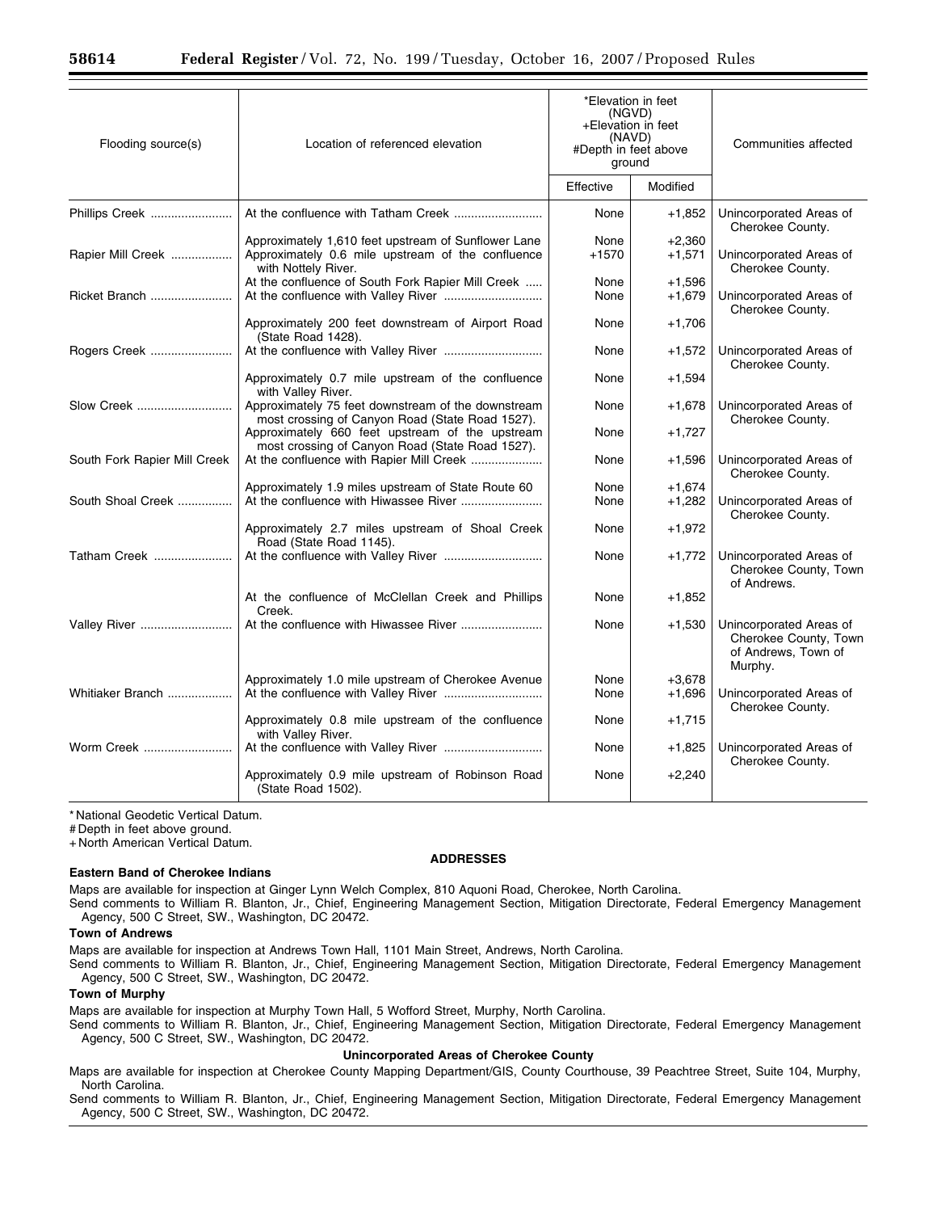| Flooding source(s) | Location of referenced elevation | *Elevation in feet (NGVD) +Elevation in feet (NAVD) #Depth in feet above ground | | Communities affected |
|---|---|---|---|---|
| | | Effective | Modified | |
| Phillips Creek | At the confluence with Tatham Creek | None | +1,852 | Unincorporated Areas of Cherokee County. |
| | Approximately 1,610 feet upstream of Sunflower Lane | None | +2,360 | |
| Rapier Mill Creek | Approximately 0.6 mile upstream of the confluence with Nottely River. | +1570 | +1,571 | Unincorporated Areas of Cherokee County. |
| | At the confluence of South Fork Rapier Mill Creek | None | +1,596 | |
| Ricket Branch | At the confluence with Valley River | None | +1,679 | Unincorporated Areas of Cherokee County. |
| | Approximately 200 feet downstream of Airport Road (State Road 1428). | None | +1,706 | |
| Rogers Creek | At the confluence with Valley River | None | +1,572 | Unincorporated Areas of Cherokee County. |
| | Approximately 0.7 mile upstream of the confluence with Valley River. | None | +1,594 | |
| Slow Creek | Approximately 75 feet downstream of the downstream most crossing of Canyon Road (State Road 1527). | None | +1,678 | Unincorporated Areas of Cherokee County. |
| | Approximately 660 feet upstream of the upstream most crossing of Canyon Road (State Road 1527). | None | +1,727 | |
| South Fork Rapier Mill Creek | At the confluence with Rapier Mill Creek | None | +1,596 | Unincorporated Areas of Cherokee County. |
| | Approximately 1.9 miles upstream of State Route 60 | None | +1,674 | |
| South Shoal Creek | At the confluence with Hiwassee River | None | +1,282 | Unincorporated Areas of Cherokee County. |
| | Approximately 2.7 miles upstream of Shoal Creek Road (State Road 1145). | None | +1,972 | |
| Tatham Creek | At the confluence with Valley River | None | +1,772 | Unincorporated Areas of Cherokee County, Town of Andrews. |
| | At the confluence of McClellan Creek and Phillips Creek. | None | +1,852 | |
| Valley River | At the confluence with Hiwassee River | None | +1,530 | Unincorporated Areas of Cherokee County, Town of Andrews, Town of Murphy. |
| | Approximately 1.0 mile upstream of Cherokee Avenue | None | +3,678 | |
| Whitiaker Branch | At the confluence with Valley River | None | +1,696 | Unincorporated Areas of Cherokee County. |
| | Approximately 0.8 mile upstream of the confluence with Valley River. | None | +1,715 | |
| Worm Creek | At the confluence with Valley River | None | +1,825 | Unincorporated Areas of Cherokee County. |
| | Approximately 0.9 mile upstream of Robinson Road (State Road 1502). | None | +2,240 | |

* National Geodetic Vertical Datum.

# Depth in feet above ground.

+ North American Vertical Datum.

**ADDRESSES**

**Eastern Band of Cherokee Indians**

Maps are available for inspection at Ginger Lynn Welch Complex, 810 Aquoni Road, Cherokee, North Carolina.

Send comments to William R. Blanton, Jr., Chief, Engineering Management Section, Mitigation Directorate, Federal Emergency Management Agency, 500 C Street, SW., Washington, DC 20472.

**Town of Andrews**

Maps are available for inspection at Andrews Town Hall, 1101 Main Street, Andrews, North Carolina.

Send comments to William R. Blanton, Jr., Chief, Engineering Management Section, Mitigation Directorate, Federal Emergency Management Agency, 500 C Street, SW., Washington, DC 20472.

**Town of Murphy**

Maps are available for inspection at Murphy Town Hall, 5 Wofford Street, Murphy, North Carolina.

Send comments to William R. Blanton, Jr., Chief, Engineering Management Section, Mitigation Directorate, Federal Emergency Management Agency, 500 C Street, SW., Washington, DC 20472.

**Unincorporated Areas of Cherokee County**

Maps are available for inspection at Cherokee County Mapping Department/GIS, County Courthouse, 39 Peachtree Street, Suite 104, Murphy, North Carolina.

Send comments to William R. Blanton, Jr., Chief, Engineering Management Section, Mitigation Directorate, Federal Emergency Management Agency, 500 C Street, SW., Washington, DC 20472.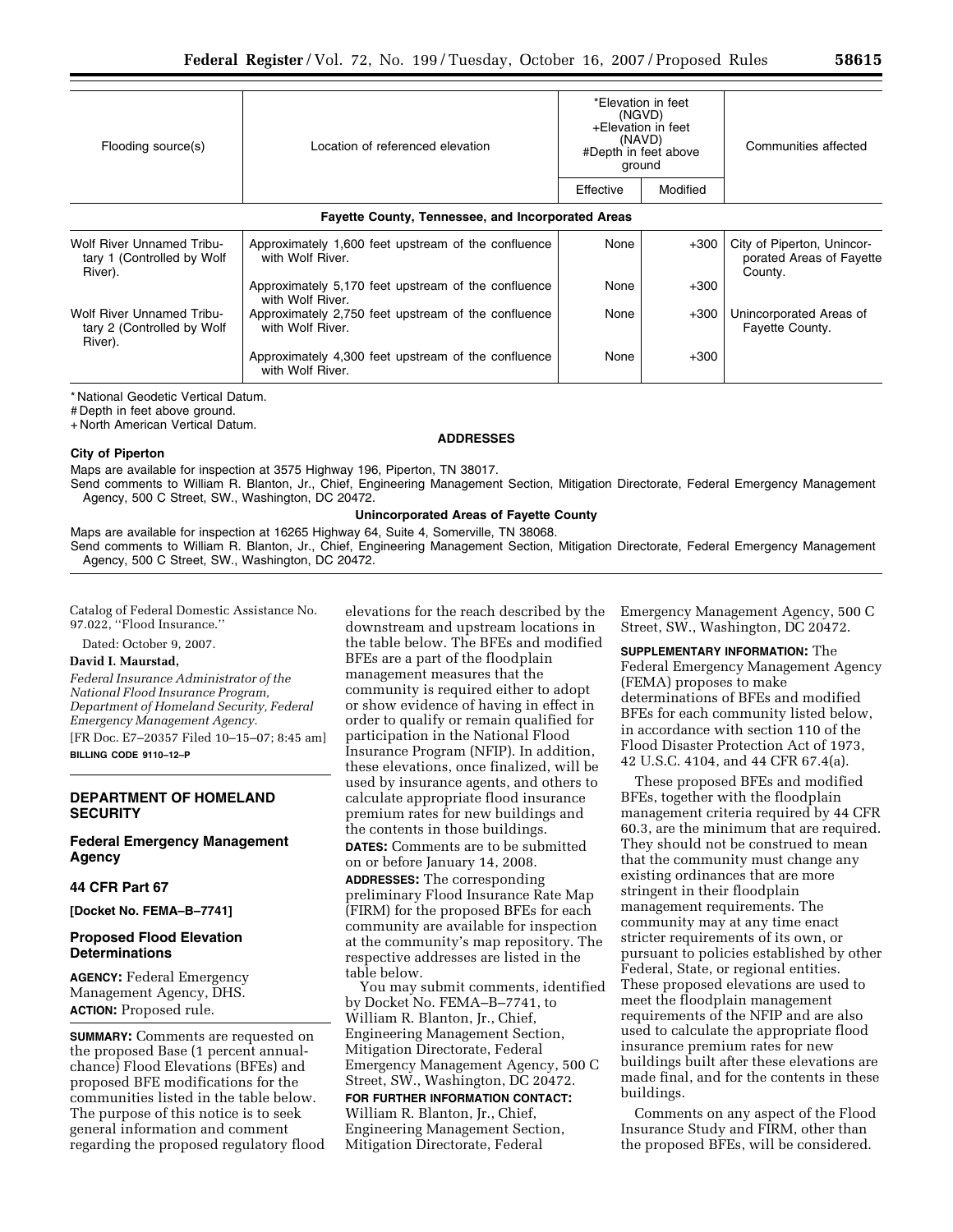| Flooding source(s) | Location of referenced elevation | *Elevation in feet (NGVD) +Elevation in feet (NAVD) #Depth in feet above ground | | Communities affected |
|---|---|---|---|---|
| | | Effective | Modified | |
| **Fayette County, Tennessee, and Incorporated Areas** | | | | |
| Wolf River Unnamed Tributary 1 (Controlled by Wolf River). | Approximately 1,600 feet upstream of the confluence with Wolf River. | None | +300 | City of Piperton, Unincorporated Areas of Fayette County. |
| | Approximately 5,170 feet upstream of the confluence with Wolf River. | None | +300 | |
| Wolf River Unnamed Tributary 2 (Controlled by Wolf River). | Approximately 2,750 feet upstream of the confluence with Wolf River. | None | +300 | Unincorporated Areas of Fayette County. |
| | Approximately 4,300 feet upstream of the confluence with Wolf River. | None | +300 | |

\* National Geodetic Vertical Datum.

\# Depth in feet above ground.

\+ North American Vertical Datum.

**ADDRESSES**

**City of Piperton**

Maps are available for inspection at 3575 Highway 196, Piperton, TN 38017.

Send comments to William R. Blanton, Jr., Chief, Engineering Management Section, Mitigation Directorate, Federal Emergency Management Agency, 500 C Street, SW., Washington, DC 20472.

**Unincorporated Areas of Fayette County**

Maps are available for inspection at 16265 Highway 64, Suite 4, Somerville, TN 38068.

Send comments to William R. Blanton, Jr., Chief, Engineering Management Section, Mitigation Directorate, Federal Emergency Management Agency, 500 C Street, SW., Washington, DC 20472.

Catalog of Federal Domestic Assistance No. 97.022, ''Flood Insurance.''

Dated: October 9, 2007.

**David I. Maurstad,**

*Federal Insurance Administrator of the National Flood Insurance Program, Department of Homeland Security, Federal Emergency Management Agency.*

[FR Doc. E7–20357 Filed 10–15–07; 8:45 am]

**BILLING CODE 9110–12–P**

## DEPARTMENT OF HOMELAND SECURITY

## Federal Emergency Management Agency

## 44 CFR Part 67

**[Docket No. FEMA–B–7741]**

## Proposed Flood Elevation Determinations

**AGENCY:** Federal Emergency Management Agency, DHS.

**ACTION:** Proposed rule.

**SUMMARY:** Comments are requested on the proposed Base (1 percent annual-chance) Flood Elevations (BFEs) and proposed BFE modifications for the communities listed in the table below. The purpose of this notice is to seek general information and comment regarding the proposed regulatory flood elevations for the reach described by the downstream and upstream locations in the table below. The BFEs and modified BFEs are a part of the floodplain management measures that the community is required either to adopt or show evidence of having in effect in order to qualify or remain qualified for participation in the National Flood Insurance Program (NFIP). In addition, these elevations, once finalized, will be used by insurance agents, and others to calculate appropriate flood insurance premium rates for new buildings and the contents in those buildings.

**DATES:** Comments are to be submitted on or before January 14, 2008.

**ADDRESSES:** The corresponding preliminary Flood Insurance Rate Map (FIRM) for the proposed BFEs for each community are available for inspection at the community's map repository. The respective addresses are listed in the table below.

You may submit comments, identified by Docket No. FEMA–B–7741, to William R. Blanton, Jr., Chief, Engineering Management Section, Mitigation Directorate, Federal Emergency Management Agency, 500 C Street, SW., Washington, DC 20472.

**FOR FURTHER INFORMATION CONTACT:** William R. Blanton, Jr., Chief, Engineering Management Section, Mitigation Directorate, Federal Emergency Management Agency, 500 C Street, SW., Washington, DC 20472.

**SUPPLEMENTARY INFORMATION:** The Federal Emergency Management Agency (FEMA) proposes to make determinations of BFEs and modified BFEs for each community listed below, in accordance with section 110 of the Flood Disaster Protection Act of 1973, 42 U.S.C. 4104, and 44 CFR 67.4(a).

These proposed BFEs and modified BFEs, together with the floodplain management criteria required by 44 CFR 60.3, are the minimum that are required. They should not be construed to mean that the community must change any existing ordinances that are more stringent in their floodplain management requirements. The community may at any time enact stricter requirements of its own, or pursuant to policies established by other Federal, State, or regional entities. These proposed elevations are used to meet the floodplain management requirements of the NFIP and are also used to calculate the appropriate flood insurance premium rates for new buildings built after these elevations are made final, and for the contents in these buildings.

Comments on any aspect of the Flood Insurance Study and FIRM, other than the proposed BFEs, will be considered.